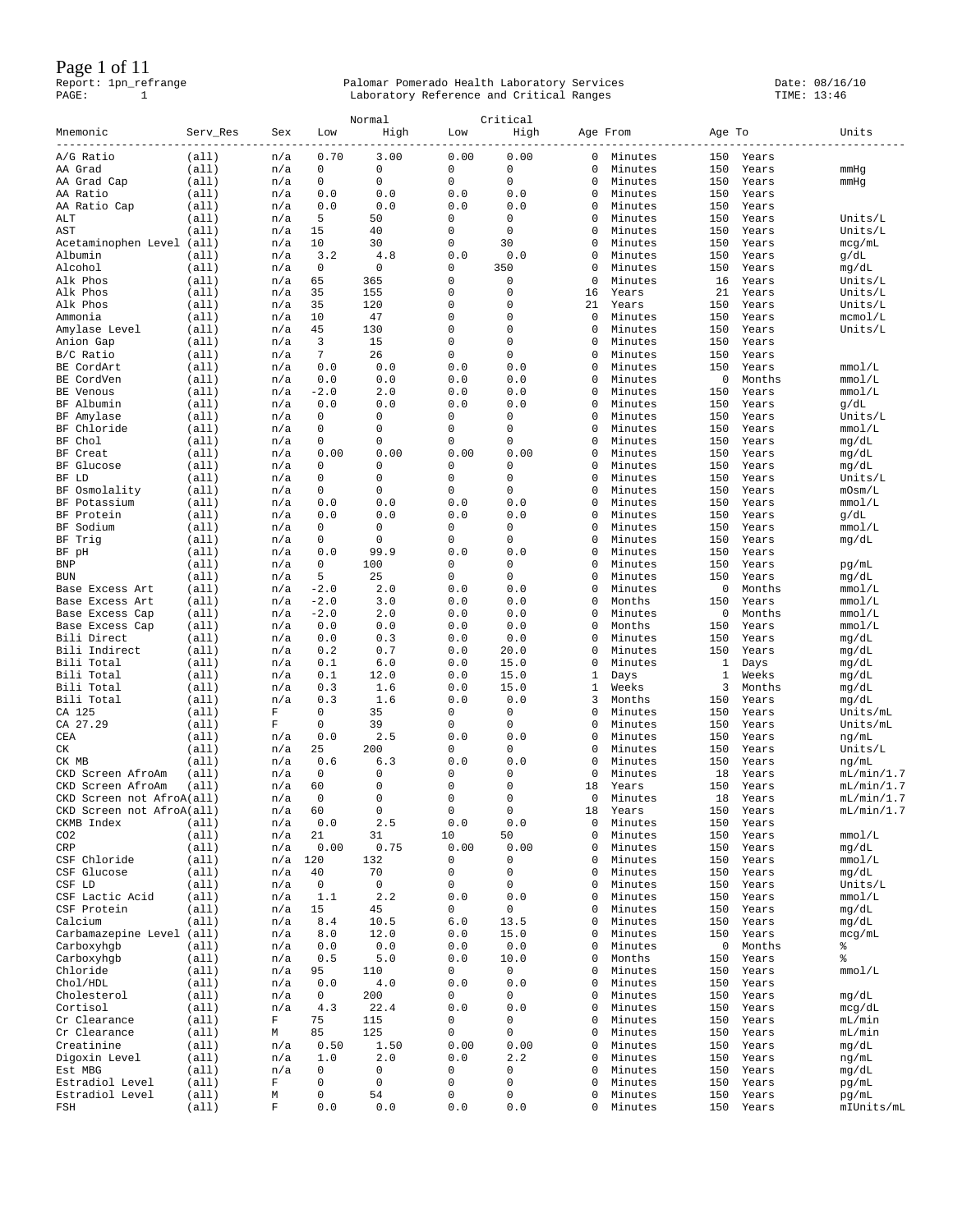Report: 1pn_refrange

Palomar Pomerado Health Laboratory Services
Laboratory Reference and Critical Ranges

Date: 08/16/10
TIME: 13:46

| Mnemonic | Serv_Res | Sex | Normal Low | Normal High | Critical Low | Critical High | Age From | | Age To | | Units |
|---|---|---|---|---|---|---|---|---|---|---|---|
| A/G Ratio | (all) | n/a | 0.70 | 3.00 | 0.00 | 0.00 | 0 | Minutes | 150 | Years | |
| AA Grad | (all) | n/a | 0 | 0 | 0 | 0 | 0 | Minutes | 150 | Years | mmHg |
| AA Grad Cap | (all) | n/a | 0 | 0 | 0 | 0 | 0 | Minutes | 150 | Years | mmHg |
| AA Ratio | (all) | n/a | 0.0 | 0.0 | 0.0 | 0.0 | 0 | Minutes | 150 | Years | |
| AA Ratio Cap | (all) | n/a | 0.0 | 0.0 | 0.0 | 0.0 | 0 | Minutes | 150 | Years | |
| ALT | (all) | n/a | 5 | 50 | 0 | 0 | 0 | Minutes | 150 | Years | Units/L |
| AST | (all) | n/a | 15 | 40 | 0 | 0 | 0 | Minutes | 150 | Years | Units/L |
| Acetaminophen Level | (all) | n/a | 10 | 30 | 0 | 30 | 0 | Minutes | 150 | Years | mcg/mL |
| Albumin | (all) | n/a | 3.2 | 4.8 | 0.0 | 0.0 | 0 | Minutes | 150 | Years | g/dL |
| Alcohol | (all) | n/a | 0 | 0 | 0 | 350 | 0 | Minutes | 150 | Years | mg/dL |
| Alk Phos | (all) | n/a | 65 | 365 | 0 | 0 | 0 | Minutes | 16 | Years | Units/L |
| Alk Phos | (all) | n/a | 35 | 155 | 0 | 0 | 16 | Years | 21 | Years | Units/L |
| Alk Phos | (all) | n/a | 35 | 120 | 0 | 0 | 21 | Years | 150 | Years | Units/L |
| Ammonia | (all) | n/a | 10 | 47 | 0 | 0 | 0 | Minutes | 150 | Years | mcmol/L |
| Amylase Level | (all) | n/a | 45 | 130 | 0 | 0 | 0 | Minutes | 150 | Years | Units/L |
| Anion Gap | (all) | n/a | 3 | 15 | 0 | 0 | 0 | Minutes | 150 | Years | |
| B/C Ratio | (all) | n/a | 7 | 26 | 0 | 0 | 0 | Minutes | 150 | Years | |
| BE CordArt | (all) | n/a | 0.0 | 0.0 | 0.0 | 0.0 | 0 | Minutes | 150 | Years | mmol/L |
| BE CordVen | (all) | n/a | 0.0 | 0.0 | 0.0 | 0.0 | 0 | Minutes | 0 | Months | mmol/L |
| BE Venous | (all) | n/a | -2.0 | 2.0 | 0.0 | 0.0 | 0 | Minutes | 150 | Years | mmol/L |
| BF Albumin | (all) | n/a | 0.0 | 0.0 | 0.0 | 0.0 | 0 | Minutes | 150 | Years | g/dL |
| BF Amylase | (all) | n/a | 0 | 0 | 0 | 0 | 0 | Minutes | 150 | Years | Units/L |
| BF Chloride | (all) | n/a | 0 | 0 | 0 | 0 | 0 | Minutes | 150 | Years | mmol/L |
| BF Chol | (all) | n/a | 0 | 0 | 0 | 0 | 0 | Minutes | 150 | Years | mg/dL |
| BF Creat | (all) | n/a | 0.00 | 0.00 | 0.00 | 0.00 | 0 | Minutes | 150 | Years | mg/dL |
| BF Glucose | (all) | n/a | 0 | 0 | 0 | 0 | 0 | Minutes | 150 | Years | mg/dL |
| BF LD | (all) | n/a | 0 | 0 | 0 | 0 | 0 | Minutes | 150 | Years | Units/L |
| BF Osmolality | (all) | n/a | 0 | 0 | 0 | 0 | 0 | Minutes | 150 | Years | mOsm/L |
| BF Potassium | (all) | n/a | 0.0 | 0.0 | 0.0 | 0.0 | 0 | Minutes | 150 | Years | mmol/L |
| BF Protein | (all) | n/a | 0.0 | 0.0 | 0.0 | 0.0 | 0 | Minutes | 150 | Years | g/dL |
| BF Sodium | (all) | n/a | 0 | 0 | 0 | 0 | 0 | Minutes | 150 | Years | mmol/L |
| BF Trig | (all) | n/a | 0 | 0 | 0 | 0 | 0 | Minutes | 150 | Years | mg/dL |
| BF pH | (all) | n/a | 0.0 | 99.9 | 0.0 | 0.0 | 0 | Minutes | 150 | Years | |
| BNP | (all) | n/a | 0 | 100 | 0 | 0 | 0 | Minutes | 150 | Years | pg/mL |
| BUN | (all) | n/a | 5 | 25 | 0 | 0 | 0 | Minutes | 150 | Years | mg/dL |
| Base Excess Art | (all) | n/a | -2.0 | 2.0 | 0.0 | 0.0 | 0 | Minutes | 0 | Months | mmol/L |
| Base Excess Art | (all) | n/a | -2.0 | 3.0 | 0.0 | 0.0 | 0 | Months | 150 | Years | mmol/L |
| Base Excess Cap | (all) | n/a | -2.0 | 2.0 | 0.0 | 0.0 | 0 | Minutes | 0 | Months | mmol/L |
| Base Excess Cap | (all) | n/a | 0.0 | 0.0 | 0.0 | 0.0 | 0 | Months | 150 | Years | mmol/L |
| Bili Direct | (all) | n/a | 0.0 | 0.3 | 0.0 | 0.0 | 0 | Minutes | 150 | Years | mg/dL |
| Bili Indirect | (all) | n/a | 0.2 | 0.7 | 0.0 | 20.0 | 0 | Minutes | 150 | Years | mg/dL |
| Bili Total | (all) | n/a | 0.1 | 6.0 | 0.0 | 15.0 | 0 | Minutes | 1 | Days | mg/dL |
| Bili Total | (all) | n/a | 0.1 | 12.0 | 0.0 | 15.0 | 1 | Days | 1 | Weeks | mg/dL |
| Bili Total | (all) | n/a | 0.3 | 1.6 | 0.0 | 15.0 | 1 | Weeks | 3 | Months | mg/dL |
| Bili Total | (all) | n/a | 0.3 | 1.6 | 0.0 | 0.0 | 3 | Months | 150 | Years | mg/dL |
| CA 125 | (all) | F | 0 | 35 | 0 | 0 | 0 | Minutes | 150 | Years | Units/mL |
| CA 27.29 | (all) | F | 0 | 39 | 0 | 0 | 0 | Minutes | 150 | Years | Units/mL |
| CEA | (all) | n/a | 0.0 | 2.5 | 0.0 | 0.0 | 0 | Minutes | 150 | Years | ng/mL |
| CK | (all) | n/a | 25 | 200 | 0 | 0 | 0 | Minutes | 150 | Years | Units/L |
| CK MB | (all) | n/a | 0.6 | 6.3 | 0.0 | 0.0 | 0 | Minutes | 150 | Years | ng/mL |
| CKD Screen AfroAm | (all) | n/a | 0 | 0 | 0 | 0 | 0 | Minutes | 18 | Years | mL/min/1.7 |
| CKD Screen AfroAm | (all) | n/a | 60 | 0 | 0 | 0 | 18 | Years | 150 | Years | mL/min/1.7 |
| CKD Screen not AfroA | (all) | n/a | 0 | 0 | 0 | 0 | 0 | Minutes | 18 | Years | mL/min/1.7 |
| CKD Screen not AfroA | (all) | n/a | 60 | 0 | 0 | 0 | 18 | Years | 150 | Years | mL/min/1.7 |
| CKMB Index | (all) | n/a | 0.0 | 2.5 | 0.0 | 0.0 | 0 | Minutes | 150 | Years | |
| CO2 | (all) | n/a | 21 | 31 | 10 | 50 | 0 | Minutes | 150 | Years | mmol/L |
| CRP | (all) | n/a | 0.00 | 0.75 | 0.00 | 0.00 | 0 | Minutes | 150 | Years | mg/dL |
| CSF Chloride | (all) | n/a | 120 | 132 | 0 | 0 | 0 | Minutes | 150 | Years | mmol/L |
| CSF Glucose | (all) | n/a | 40 | 70 | 0 | 0 | 0 | Minutes | 150 | Years | mg/dL |
| CSF LD | (all) | n/a | 0 | 0 | 0 | 0 | 0 | Minutes | 150 | Years | Units/L |
| CSF Lactic Acid | (all) | n/a | 1.1 | 2.2 | 0.0 | 0.0 | 0 | Minutes | 150 | Years | mmol/L |
| CSF Protein | (all) | n/a | 15 | 45 | 0 | 0 | 0 | Minutes | 150 | Years | mg/dL |
| Calcium | (all) | n/a | 8.4 | 10.5 | 6.0 | 13.5 | 0 | Minutes | 150 | Years | mg/dL |
| Carbamazepine Level | (all) | n/a | 8.0 | 12.0 | 0.0 | 15.0 | 0 | Minutes | 150 | Years | mcg/mL |
| Carboxyhgb | (all) | n/a | 0.0 | 0.0 | 0.0 | 0.0 | 0 | Minutes | 0 | Months | % |
| Carboxyhgb | (all) | n/a | 0.5 | 5.0 | 0.0 | 10.0 | 0 | Months | 150 | Years | % |
| Chloride | (all) | n/a | 95 | 110 | 0 | 0 | 0 | Minutes | 150 | Years | mmol/L |
| Chol/HDL | (all) | n/a | 0.0 | 4.0 | 0.0 | 0.0 | 0 | Minutes | 150 | Years | |
| Cholesterol | (all) | n/a | 0 | 200 | 0 | 0 | 0 | Minutes | 150 | Years | mg/dL |
| Cortisol | (all) | n/a | 4.3 | 22.4 | 0.0 | 0.0 | 0 | Minutes | 150 | Years | mcg/dL |
| Cr Clearance | (all) | F | 75 | 115 | 0 | 0 | 0 | Minutes | 150 | Years | mL/min |
| Cr Clearance | (all) | M | 85 | 125 | 0 | 0 | 0 | Minutes | 150 | Years | mL/min |
| Creatinine | (all) | n/a | 0.50 | 1.50 | 0.00 | 0.00 | 0 | Minutes | 150 | Years | mg/dL |
| Digoxin Level | (all) | n/a | 1.0 | 2.0 | 0.0 | 2.2 | 0 | Minutes | 150 | Years | ng/mL |
| Est MBG | (all) | n/a | 0 | 0 | 0 | 0 | 0 | Minutes | 150 | Years | mg/dL |
| Estradiol Level | (all) | F | 0 | 0 | 0 | 0 | 0 | Minutes | 150 | Years | pg/mL |
| Estradiol Level | (all) | M | 0 | 54 | 0 | 0 | 0 | Minutes | 150 | Years | pg/mL |
| FSH | (all) | F | 0.0 | 0.0 | 0.0 | 0.0 | 0 | Minutes | 150 | Years | mIUnits/mL |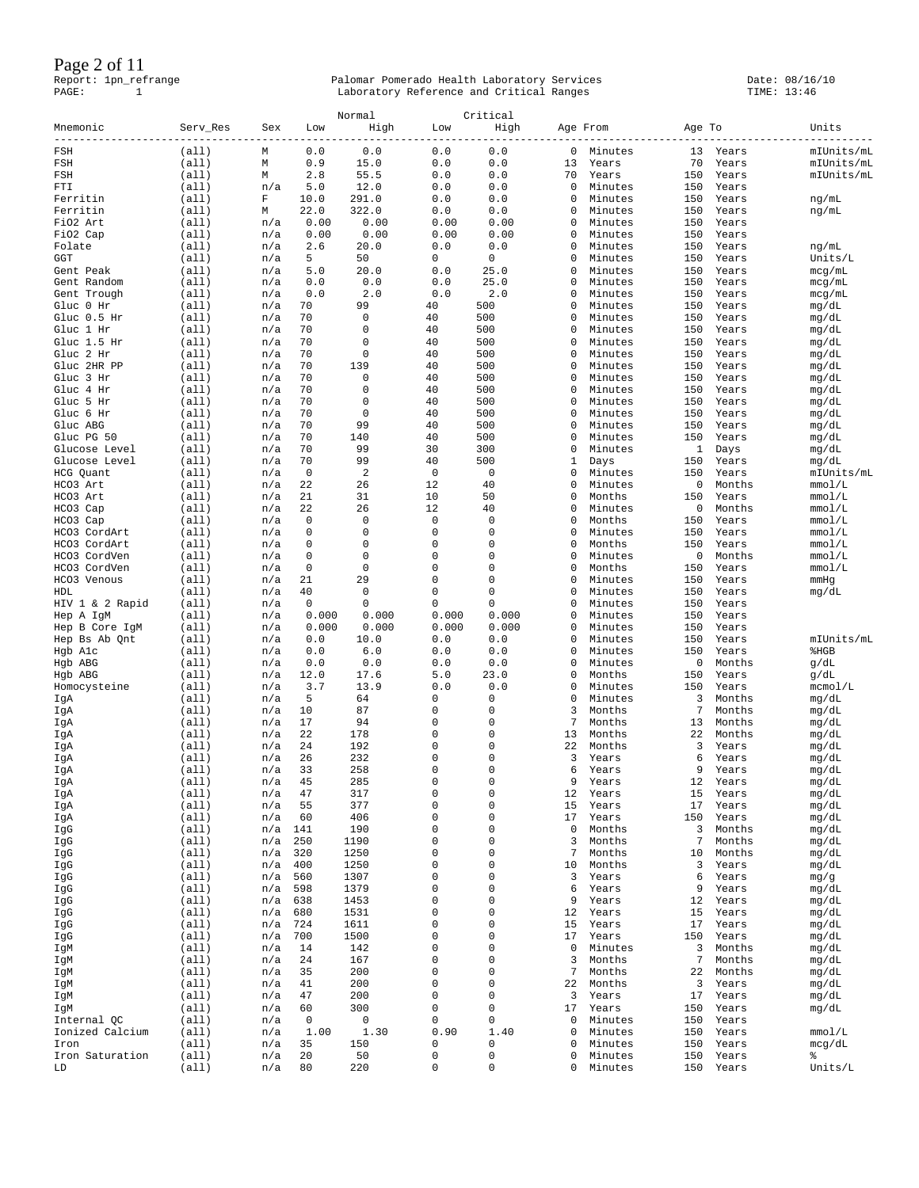Report: 1pn_refrange  
PAGE: 1

Palomar Pomerado Health Laboratory Services  
Laboratory Reference and Critical Ranges

Date: 08/16/10  
TIME: 13:46

| Mnemonic | Serv_Res | Sex | Normal Low | Normal High | Critical Low | Critical High | Age From | | Age To | | Units |
|---|---|---|---|---|---|---|---|---|---|---|---|
| FSH | (all) | M | 0.0 | 0.0 | 0.0 | 0.0 | 0 | Minutes | 13 | Years | mIUnits/mL |
| FSH | (all) | M | 0.9 | 15.0 | 0.0 | 0.0 | 13 | Years | 70 | Years | mIUnits/mL |
| FSH | (all) | M | 2.8 | 55.5 | 0.0 | 0.0 | 70 | Years | 150 | Years | mIUnits/mL |
| FTI | (all) | n/a | 5.0 | 12.0 | 0.0 | 0.0 | 0 | Minutes | 150 | Years | |
| Ferritin | (all) | F | 10.0 | 291.0 | 0.0 | 0.0 | 0 | Minutes | 150 | Years | ng/mL |
| Ferritin | (all) | M | 22.0 | 322.0 | 0.0 | 0.0 | 0 | Minutes | 150 | Years | ng/mL |
| FiO2 Art | (all) | n/a | 0.00 | 0.00 | 0.00 | 0.00 | 0 | Minutes | 150 | Years | |
| FiO2 Cap | (all) | n/a | 0.00 | 0.00 | 0.00 | 0.00 | 0 | Minutes | 150 | Years | |
| Folate | (all) | n/a | 2.6 | 20.0 | 0.0 | 0.0 | 0 | Minutes | 150 | Years | ng/mL |
| GGT | (all) | n/a | 5 | 50 | 0 | 0 | 0 | Minutes | 150 | Years | Units/L |
| Gent Peak | (all) | n/a | 5.0 | 20.0 | 0.0 | 25.0 | 0 | Minutes | 150 | Years | mcg/mL |
| Gent Random | (all) | n/a | 0.0 | 0.0 | 0.0 | 25.0 | 0 | Minutes | 150 | Years | mcg/mL |
| Gent Trough | (all) | n/a | 0.0 | 2.0 | 0.0 | 2.0 | 0 | Minutes | 150 | Years | mcg/mL |
| Gluc 0 Hr | (all) | n/a | 70 | 99 | 40 | 500 | 0 | Minutes | 150 | Years | mg/dL |
| Gluc 0.5 Hr | (all) | n/a | 70 | 0 | 40 | 500 | 0 | Minutes | 150 | Years | mg/dL |
| Gluc 1 Hr | (all) | n/a | 70 | 0 | 40 | 500 | 0 | Minutes | 150 | Years | mg/dL |
| Gluc 1.5 Hr | (all) | n/a | 70 | 0 | 40 | 500 | 0 | Minutes | 150 | Years | mg/dL |
| Gluc 2 Hr | (all) | n/a | 70 | 0 | 40 | 500 | 0 | Minutes | 150 | Years | mg/dL |
| Gluc 2HR PP | (all) | n/a | 70 | 139 | 40 | 500 | 0 | Minutes | 150 | Years | mg/dL |
| Gluc 3 Hr | (all) | n/a | 70 | 0 | 40 | 500 | 0 | Minutes | 150 | Years | mg/dL |
| Gluc 4 Hr | (all) | n/a | 70 | 0 | 40 | 500 | 0 | Minutes | 150 | Years | mg/dL |
| Gluc 5 Hr | (all) | n/a | 70 | 0 | 40 | 500 | 0 | Minutes | 150 | Years | mg/dL |
| Gluc 6 Hr | (all) | n/a | 70 | 0 | 40 | 500 | 0 | Minutes | 150 | Years | mg/dL |
| Gluc ABG | (all) | n/a | 70 | 99 | 40 | 500 | 0 | Minutes | 150 | Years | mg/dL |
| Gluc PG 50 | (all) | n/a | 70 | 140 | 40 | 500 | 0 | Minutes | 150 | Years | mg/dL |
| Glucose Level | (all) | n/a | 70 | 99 | 30 | 300 | 0 | Minutes | 1 | Days | mg/dL |
| Glucose Level | (all) | n/a | 70 | 99 | 40 | 500 | 1 | Days | 150 | Years | mg/dL |
| HCG Quant | (all) | n/a | 0 | 2 | 0 | 0 | 0 | Minutes | 150 | Years | mIUnits/mL |
| HCO3 Art | (all) | n/a | 22 | 26 | 12 | 40 | 0 | Minutes | 0 | Months | mmol/L |
| HCO3 Art | (all) | n/a | 21 | 31 | 10 | 50 | 0 | Months | 150 | Years | mmol/L |
| HCO3 Cap | (all) | n/a | 22 | 26 | 12 | 40 | 0 | Minutes | 0 | Months | mmol/L |
| HCO3 Cap | (all) | n/a | 0 | 0 | 0 | 0 | 0 | Months | 150 | Years | mmol/L |
| HCO3 CordArt | (all) | n/a | 0 | 0 | 0 | 0 | 0 | Minutes | 150 | Years | mmol/L |
| HCO3 CordArt | (all) | n/a | 0 | 0 | 0 | 0 | 0 | Months | 150 | Years | mmol/L |
| HCO3 CordVen | (all) | n/a | 0 | 0 | 0 | 0 | 0 | Minutes | 0 | Months | mmol/L |
| HCO3 CordVen | (all) | n/a | 0 | 0 | 0 | 0 | 0 | Months | 150 | Years | mmol/L |
| HCO3 Venous | (all) | n/a | 21 | 29 | 0 | 0 | 0 | Minutes | 150 | Years | mmHg |
| HDL | (all) | n/a | 40 | 0 | 0 | 0 | 0 | Minutes | 150 | Years | mg/dL |
| HIV 1 & 2 Rapid | (all) | n/a | 0 | 0 | 0 | 0 | 0 | Minutes | 150 | Years | |
| Hep A IgM | (all) | n/a | 0.000 | 0.000 | 0.000 | 0.000 | 0 | Minutes | 150 | Years | |
| Hep B Core IgM | (all) | n/a | 0.000 | 0.000 | 0.000 | 0.000 | 0 | Minutes | 150 | Years | |
| Hep Bs Ab Qnt | (all) | n/a | 0.0 | 10.0 | 0.0 | 0.0 | 0 | Minutes | 150 | Years | mIUnits/mL |
| Hgb A1c | (all) | n/a | 0.0 | 6.0 | 0.0 | 0.0 | 0 | Minutes | 150 | Years | %HGB |
| Hgb ABG | (all) | n/a | 0.0 | 0.0 | 0.0 | 0.0 | 0 | Minutes | 0 | Months | g/dL |
| Hgb ABG | (all) | n/a | 12.0 | 17.6 | 5.0 | 23.0 | 0 | Months | 150 | Years | g/dL |
| Homocysteine | (all) | n/a | 3.7 | 13.9 | 0.0 | 0.0 | 0 | Minutes | 150 | Years | mcmol/L |
| IgA | (all) | n/a | 5 | 64 | 0 | 0 | 0 | Minutes | 3 | Months | mg/dL |
| IgA | (all) | n/a | 10 | 87 | 0 | 0 | 3 | Months | 7 | Months | mg/dL |
| IgA | (all) | n/a | 17 | 94 | 0 | 0 | 7 | Months | 13 | Months | mg/dL |
| IgA | (all) | n/a | 22 | 178 | 0 | 0 | 13 | Months | 22 | Months | mg/dL |
| IgA | (all) | n/a | 24 | 192 | 0 | 0 | 22 | Months | 3 | Years | mg/dL |
| IgA | (all) | n/a | 26 | 232 | 0 | 0 | 3 | Years | 6 | Years | mg/dL |
| IgA | (all) | n/a | 33 | 258 | 0 | 0 | 6 | Years | 9 | Years | mg/dL |
| IgA | (all) | n/a | 45 | 285 | 0 | 0 | 9 | Years | 12 | Years | mg/dL |
| IgA | (all) | n/a | 47 | 317 | 0 | 0 | 12 | Years | 15 | Years | mg/dL |
| IgA | (all) | n/a | 55 | 377 | 0 | 0 | 15 | Years | 17 | Years | mg/dL |
| IgA | (all) | n/a | 60 | 406 | 0 | 0 | 17 | Years | 150 | Years | mg/dL |
| IgG | (all) | n/a | 141 | 190 | 0 | 0 | 0 | Months | 3 | Months | mg/dL |
| IgG | (all) | n/a | 250 | 1190 | 0 | 0 | 3 | Months | 7 | Months | mg/dL |
| IgG | (all) | n/a | 320 | 1250 | 0 | 0 | 7 | Months | 10 | Months | mg/dL |
| IgG | (all) | n/a | 400 | 1250 | 0 | 0 | 10 | Months | 3 | Years | mg/dL |
| IgG | (all) | n/a | 560 | 1307 | 0 | 0 | 3 | Years | 6 | Years | mg/g |
| IgG | (all) | n/a | 598 | 1379 | 0 | 0 | 6 | Years | 9 | Years | mg/dL |
| IgG | (all) | n/a | 638 | 1453 | 0 | 0 | 9 | Years | 12 | Years | mg/dL |
| IgG | (all) | n/a | 680 | 1531 | 0 | 0 | 12 | Years | 15 | Years | mg/dL |
| IgG | (all) | n/a | 724 | 1611 | 0 | 0 | 15 | Years | 17 | Years | mg/dL |
| IgG | (all) | n/a | 700 | 1500 | 0 | 0 | 17 | Years | 150 | Years | mg/dL |
| IgM | (all) | n/a | 14 | 142 | 0 | 0 | 0 | Minutes | 3 | Months | mg/dL |
| IgM | (all) | n/a | 24 | 167 | 0 | 0 | 3 | Months | 7 | Months | mg/dL |
| IgM | (all) | n/a | 35 | 200 | 0 | 0 | 7 | Months | 22 | Months | mg/dL |
| IgM | (all) | n/a | 41 | 200 | 0 | 0 | 22 | Months | 3 | Years | mg/dL |
| IgM | (all) | n/a | 47 | 200 | 0 | 0 | 3 | Years | 17 | Years | mg/dL |
| IgM | (all) | n/a | 60 | 300 | 0 | 0 | 17 | Years | 150 | Years | mg/dL |
| Internal QC | (all) | n/a | 0 | 0 | 0 | 0 | 0 | Minutes | 150 | Years | |
| Ionized Calcium | (all) | n/a | 1.00 | 1.30 | 0.90 | 1.40 | 0 | Minutes | 150 | Years | mmol/L |
| Iron | (all) | n/a | 35 | 150 | 0 | 0 | 0 | Minutes | 150 | Years | mcg/dL |
| Iron Saturation | (all) | n/a | 20 | 50 | 0 | 0 | 0 | Minutes | 150 | Years | % |
| LD | (all) | n/a | 80 | 220 | 0 | 0 | 0 | Minutes | 150 | Years | Units/L |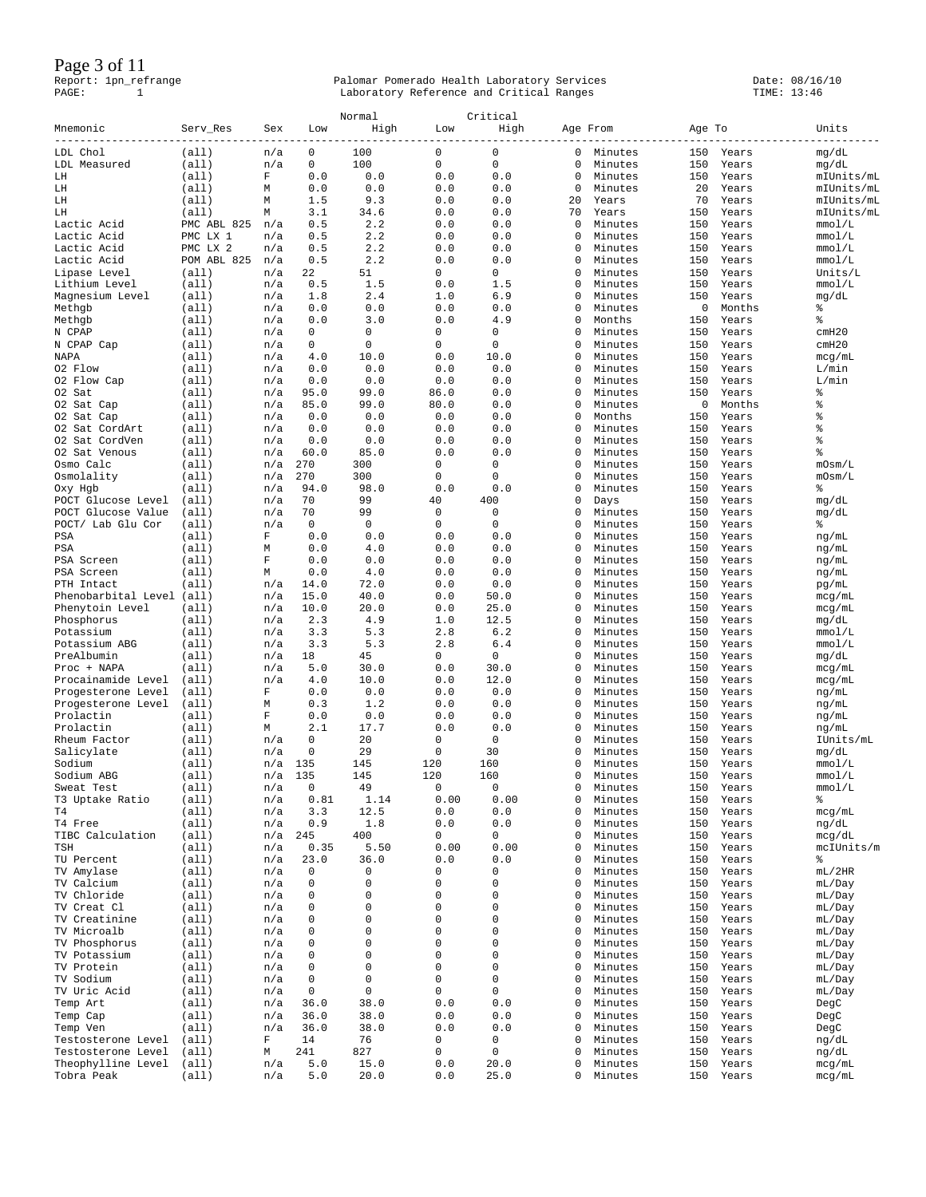Report: 1pn_refrange
PAGE: 1

Palomar Pomerado Health Laboratory Services
Laboratory Reference and Critical Ranges

Date: 08/16/10
TIME: 13:46

| Mnemonic | Serv_Res | Sex | Normal Low | Normal High | Critical Low | Critical High | Age From | | Age To | | Units |
|---|---|---|---|---|---|---|---|---|---|---|---|
| LDL Chol | (all) | n/a | 0 | 100 | 0 | 0 | 0 | Minutes | 150 | Years | mg/dL |
| LDL Measured | (all) | n/a | 0 | 100 | 0 | 0 | 0 | Minutes | 150 | Years | mg/dL |
| LH | (all) | F | 0.0 | 0.0 | 0.0 | 0.0 | 0 | Minutes | 150 | Years | mIUnits/mL |
| LH | (all) | M | 0.0 | 0.0 | 0.0 | 0.0 | 0 | Minutes | 20 | Years | mIUnits/mL |
| LH | (all) | M | 1.5 | 9.3 | 0.0 | 0.0 | 20 | Years | 70 | Years | mIUnits/mL |
| LH | (all) | M | 3.1 | 34.6 | 0.0 | 0.0 | 70 | Years | 150 | Years | mIUnits/mL |
| Lactic Acid | PMC ABL 825 | n/a | 0.5 | 2.2 | 0.0 | 0.0 | 0 | Minutes | 150 | Years | mmol/L |
| Lactic Acid | PMC LX 1 | n/a | 0.5 | 2.2 | 0.0 | 0.0 | 0 | Minutes | 150 | Years | mmol/L |
| Lactic Acid | PMC LX 2 | n/a | 0.5 | 2.2 | 0.0 | 0.0 | 0 | Minutes | 150 | Years | mmol/L |
| Lactic Acid | POM ABL 825 | n/a | 0.5 | 2.2 | 0.0 | 0.0 | 0 | Minutes | 150 | Years | mmol/L |
| Lipase Level | (all) | n/a | 22 | 51 | 0 | 0 | 0 | Minutes | 150 | Years | Units/L |
| Lithium Level | (all) | n/a | 0.5 | 1.5 | 0.0 | 1.5 | 0 | Minutes | 150 | Years | mmol/L |
| Magnesium Level | (all) | n/a | 1.8 | 2.4 | 1.0 | 6.9 | 0 | Minutes | 150 | Years | mg/dL |
| Methgb | (all) | n/a | 0.0 | 0.0 | 0.0 | 0.0 | 0 | Minutes | 0 | Months | % |
| Methgb | (all) | n/a | 0.0 | 3.0 | 0.0 | 4.9 | 0 | Months | 150 | Years | % |
| N CPAP | (all) | n/a | 0 | 0 | 0 | 0 | 0 | Minutes | 150 | Years | cmH20 |
| N CPAP Cap | (all) | n/a | 0 | 0 | 0 | 0 | 0 | Minutes | 150 | Years | cmH20 |
| NAPA | (all) | n/a | 4.0 | 10.0 | 0.0 | 10.0 | 0 | Minutes | 150 | Years | mcg/mL |
| O2 Flow | (all) | n/a | 0.0 | 0.0 | 0.0 | 0.0 | 0 | Minutes | 150 | Years | L/min |
| O2 Flow Cap | (all) | n/a | 0.0 | 0.0 | 0.0 | 0.0 | 0 | Minutes | 150 | Years | L/min |
| O2 Sat | (all) | n/a | 95.0 | 99.0 | 86.0 | 0.0 | 0 | Minutes | 150 | Years | % |
| O2 Sat Cap | (all) | n/a | 85.0 | 99.0 | 80.0 | 0.0 | 0 | Minutes | 0 | Months | % |
| O2 Sat Cap | (all) | n/a | 0.0 | 0.0 | 0.0 | 0.0 | 0 | Months | 150 | Years | % |
| O2 Sat CordArt | (all) | n/a | 0.0 | 0.0 | 0.0 | 0.0 | 0 | Minutes | 150 | Years | % |
| O2 Sat CordVen | (all) | n/a | 0.0 | 0.0 | 0.0 | 0.0 | 0 | Minutes | 150 | Years | % |
| O2 Sat Venous | (all) | n/a | 60.0 | 85.0 | 0.0 | 0.0 | 0 | Minutes | 150 | Years | % |
| Osmo Calc | (all) | n/a | 270 | 300 | 0 | 0 | 0 | Minutes | 150 | Years | mOsm/L |
| Osmolality | (all) | n/a | 270 | 300 | 0 | 0 | 0 | Minutes | 150 | Years | mOsm/L |
| Oxy Hgb | (all) | n/a | 94.0 | 98.0 | 0.0 | 0.0 | 0 | Minutes | 150 | Years | % |
| POCT Glucose Level | (all) | n/a | 70 | 99 | 40 | 400 | 0 | Days | 150 | Years | mg/dL |
| POCT Glucose Value | (all) | n/a | 70 | 99 | 0 | 0 | 0 | Minutes | 150 | Years | mg/dL |
| POCT/ Lab Glu Cor | (all) | n/a | 0 | 0 | 0 | 0 | 0 | Minutes | 150 | Years | % |
| PSA | (all) | F | 0.0 | 0.0 | 0.0 | 0.0 | 0 | Minutes | 150 | Years | ng/mL |
| PSA | (all) | M | 0.0 | 4.0 | 0.0 | 0.0 | 0 | Minutes | 150 | Years | ng/mL |
| PSA Screen | (all) | F | 0.0 | 0.0 | 0.0 | 0.0 | 0 | Minutes | 150 | Years | ng/mL |
| PSA Screen | (all) | M | 0.0 | 4.0 | 0.0 | 0.0 | 0 | Minutes | 150 | Years | ng/mL |
| PTH Intact | (all) | n/a | 14.0 | 72.0 | 0.0 | 0.0 | 0 | Minutes | 150 | Years | pg/mL |
| Phenobarbital Level | (all) | n/a | 15.0 | 40.0 | 0.0 | 50.0 | 0 | Minutes | 150 | Years | mcg/mL |
| Phenytoin Level | (all) | n/a | 10.0 | 20.0 | 0.0 | 25.0 | 0 | Minutes | 150 | Years | mcg/mL |
| Phosphorus | (all) | n/a | 2.3 | 4.9 | 1.0 | 12.5 | 0 | Minutes | 150 | Years | mg/dL |
| Potassium | (all) | n/a | 3.3 | 5.3 | 2.8 | 6.2 | 0 | Minutes | 150 | Years | mmol/L |
| Potassium ABG | (all) | n/a | 3.3 | 5.3 | 2.8 | 6.4 | 0 | Minutes | 150 | Years | mmol/L |
| PreAlbumin | (all) | n/a | 18 | 45 | 0 | 0 | 0 | Minutes | 150 | Years | mg/dL |
| Proc + NAPA | (all) | n/a | 5.0 | 30.0 | 0.0 | 30.0 | 0 | Minutes | 150 | Years | mcg/mL |
| Procainamide Level | (all) | n/a | 4.0 | 10.0 | 0.0 | 12.0 | 0 | Minutes | 150 | Years | mcg/mL |
| Progesterone Level | (all) | F | 0.0 | 0.0 | 0.0 | 0.0 | 0 | Minutes | 150 | Years | ng/mL |
| Progesterone Level | (all) | M | 0.3 | 1.2 | 0.0 | 0.0 | 0 | Minutes | 150 | Years | ng/mL |
| Prolactin | (all) | F | 0.0 | 0.0 | 0.0 | 0.0 | 0 | Minutes | 150 | Years | ng/mL |
| Prolactin | (all) | M | 2.1 | 17.7 | 0.0 | 0.0 | 0 | Minutes | 150 | Years | ng/mL |
| Rheum Factor | (all) | n/a | 0 | 20 | 0 | 0 | 0 | Minutes | 150 | Years | IUnits/mL |
| Salicylate | (all) | n/a | 0 | 29 | 0 | 30 | 0 | Minutes | 150 | Years | mg/dL |
| Sodium | (all) | n/a | 135 | 145 | 120 | 160 | 0 | Minutes | 150 | Years | mmol/L |
| Sodium ABG | (all) | n/a | 135 | 145 | 120 | 160 | 0 | Minutes | 150 | Years | mmol/L |
| Sweat Test | (all) | n/a | 0 | 49 | 0 | 0 | 0 | Minutes | 150 | Years | mmol/L |
| T3 Uptake Ratio | (all) | n/a | 0.81 | 1.14 | 0.00 | 0.00 | 0 | Minutes | 150 | Years | % |
| T4 | (all) | n/a | 3.3 | 12.5 | 0.0 | 0.0 | 0 | Minutes | 150 | Years | mcg/mL |
| T4 Free | (all) | n/a | 0.9 | 1.8 | 0.0 | 0.0 | 0 | Minutes | 150 | Years | ng/dL |
| TIBC Calculation | (all) | n/a | 245 | 400 | 0 | 0 | 0 | Minutes | 150 | Years | mcg/dL |
| TSH | (all) | n/a | 0.35 | 5.50 | 0.00 | 0.00 | 0 | Minutes | 150 | Years | mcIUnits/m |
| TU Percent | (all) | n/a | 23.0 | 36.0 | 0.0 | 0.0 | 0 | Minutes | 150 | Years | % |
| TV Amylase | (all) | n/a | 0 | 0 | 0 | 0 | 0 | Minutes | 150 | Years | mL/2HR |
| TV Calcium | (all) | n/a | 0 | 0 | 0 | 0 | 0 | Minutes | 150 | Years | mL/Day |
| TV Chloride | (all) | n/a | 0 | 0 | 0 | 0 | 0 | Minutes | 150 | Years | mL/Day |
| TV Creat Cl | (all) | n/a | 0 | 0 | 0 | 0 | 0 | Minutes | 150 | Years | mL/Day |
| TV Creatinine | (all) | n/a | 0 | 0 | 0 | 0 | 0 | Minutes | 150 | Years | mL/Day |
| TV Microalb | (all) | n/a | 0 | 0 | 0 | 0 | 0 | Minutes | 150 | Years | mL/Day |
| TV Phosphorus | (all) | n/a | 0 | 0 | 0 | 0 | 0 | Minutes | 150 | Years | mL/Day |
| TV Potassium | (all) | n/a | 0 | 0 | 0 | 0 | 0 | Minutes | 150 | Years | mL/Day |
| TV Protein | (all) | n/a | 0 | 0 | 0 | 0 | 0 | Minutes | 150 | Years | mL/Day |
| TV Sodium | (all) | n/a | 0 | 0 | 0 | 0 | 0 | Minutes | 150 | Years | mL/Day |
| TV Uric Acid | (all) | n/a | 0 | 0 | 0 | 0 | 0 | Minutes | 150 | Years | mL/Day |
| Temp Art | (all) | n/a | 36.0 | 38.0 | 0.0 | 0.0 | 0 | Minutes | 150 | Years | DegC |
| Temp Cap | (all) | n/a | 36.0 | 38.0 | 0.0 | 0.0 | 0 | Minutes | 150 | Years | DegC |
| Temp Ven | (all) | n/a | 36.0 | 38.0 | 0.0 | 0.0 | 0 | Minutes | 150 | Years | DegC |
| Testosterone Level | (all) | F | 14 | 76 | 0 | 0 | 0 | Minutes | 150 | Years | ng/dL |
| Testosterone Level | (all) | M | 241 | 827 | 0 | 0 | 0 | Minutes | 150 | Years | ng/dL |
| Theophylline Level | (all) | n/a | 5.0 | 15.0 | 0.0 | 20.0 | 0 | Minutes | 150 | Years | mcg/mL |
| Tobra Peak | (all) | n/a | 5.0 | 20.0 | 0.0 | 25.0 | 0 | Minutes | 150 | Years | mcg/mL |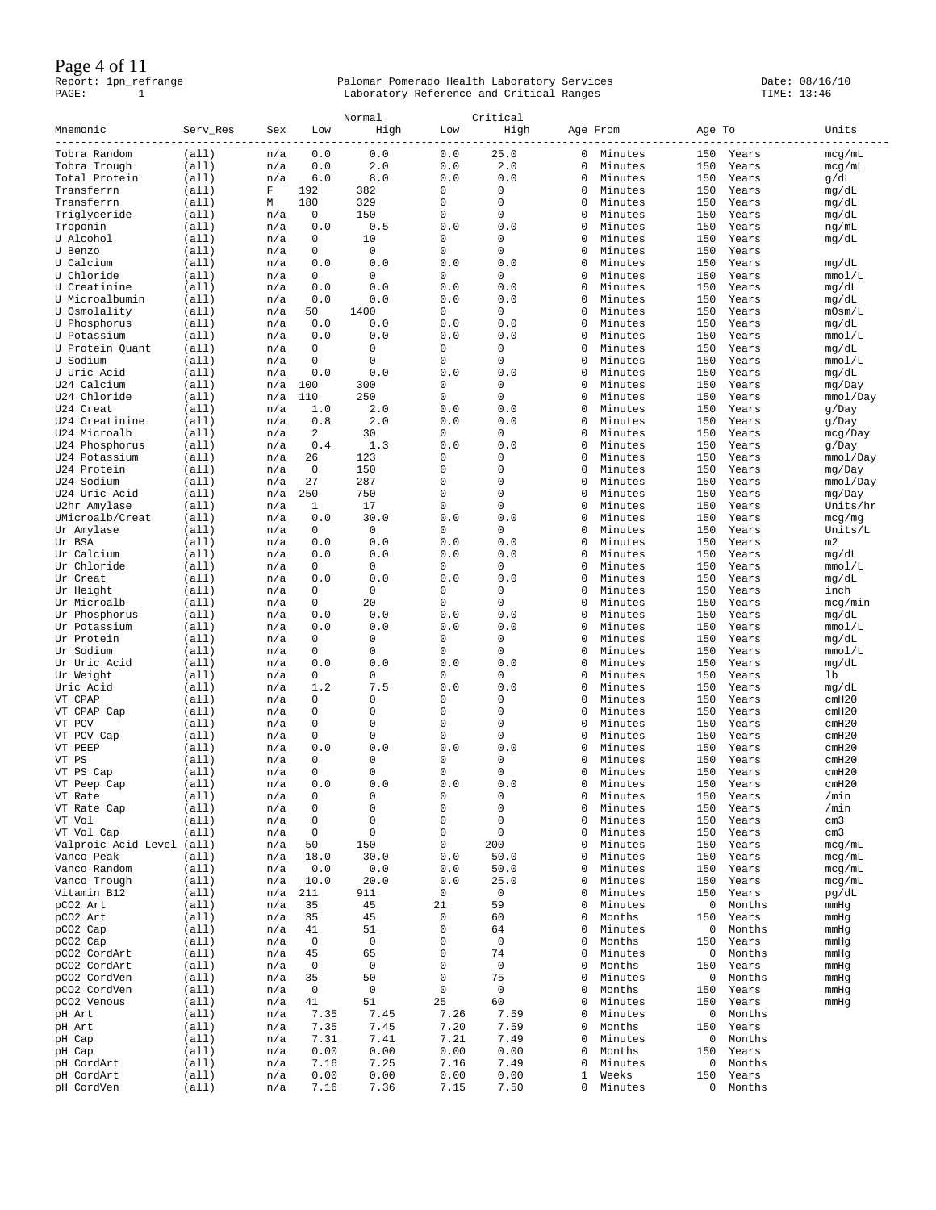Report: 1pn_refrange

Palomar Pomerado Health Laboratory Services
Laboratory Reference and Critical Ranges

Date: 08/16/10
TIME: 13:46

| Mnemonic | Serv_Res | Sex | Normal Low | Normal High | Critical Low | Critical High | Age From | | Age To | | Units |
|---|---|---|---|---|---|---|---|---|---|---|---|
| Tobra Random | (all) | n/a | 0.0 | 0.0 | 0.0 | 25.0 | 0 | Minutes | 150 | Years | mcg/mL |
| Tobra Trough | (all) | n/a | 0.0 | 2.0 | 0.0 | 2.0 | 0 | Minutes | 150 | Years | mcg/mL |
| Total Protein | (all) | n/a | 6.0 | 8.0 | 0.0 | 0.0 | 0 | Minutes | 150 | Years | g/dL |
| Transferrn | (all) | F | 192 | 382 | 0 | 0 | 0 | Minutes | 150 | Years | mg/dL |
| Transferrn | (all) | M | 180 | 329 | 0 | 0 | 0 | Minutes | 150 | Years | mg/dL |
| Triglyceride | (all) | n/a | 0 | 150 | 0 | 0 | 0 | Minutes | 150 | Years | mg/dL |
| Troponin | (all) | n/a | 0.0 | 0.5 | 0.0 | 0.0 | 0 | Minutes | 150 | Years | ng/mL |
| U Alcohol | (all) | n/a | 0 | 10 | 0 | 0 | 0 | Minutes | 150 | Years | mg/dL |
| U Benzo | (all) | n/a | 0 | 0 | 0 | 0 | 0 | Minutes | 150 | Years | |
| U Calcium | (all) | n/a | 0.0 | 0.0 | 0.0 | 0.0 | 0 | Minutes | 150 | Years | mg/dL |
| U Chloride | (all) | n/a | 0 | 0 | 0 | 0 | 0 | Minutes | 150 | Years | mmol/L |
| U Creatinine | (all) | n/a | 0.0 | 0.0 | 0.0 | 0.0 | 0 | Minutes | 150 | Years | mg/dL |
| U Microalbumin | (all) | n/a | 0.0 | 0.0 | 0.0 | 0.0 | 0 | Minutes | 150 | Years | mg/dL |
| U Osmolality | (all) | n/a | 50 | 1400 | 0 | 0 | 0 | Minutes | 150 | Years | mOsm/L |
| U Phosphorus | (all) | n/a | 0.0 | 0.0 | 0.0 | 0.0 | 0 | Minutes | 150 | Years | mg/dL |
| U Potassium | (all) | n/a | 0.0 | 0.0 | 0.0 | 0.0 | 0 | Minutes | 150 | Years | mmol/L |
| U Protein Quant | (all) | n/a | 0 | 0 | 0 | 0 | 0 | Minutes | 150 | Years | mg/dL |
| U Sodium | (all) | n/a | 0 | 0 | 0 | 0 | 0 | Minutes | 150 | Years | mmol/L |
| U Uric Acid | (all) | n/a | 0.0 | 0.0 | 0.0 | 0.0 | 0 | Minutes | 150 | Years | mg/dL |
| U24 Calcium | (all) | n/a | 100 | 300 | 0 | 0 | 0 | Minutes | 150 | Years | mg/Day |
| U24 Chloride | (all) | n/a | 110 | 250 | 0 | 0 | 0 | Minutes | 150 | Years | mmol/Day |
| U24 Creat | (all) | n/a | 1.0 | 2.0 | 0.0 | 0.0 | 0 | Minutes | 150 | Years | g/Day |
| U24 Creatinine | (all) | n/a | 0.8 | 2.0 | 0.0 | 0.0 | 0 | Minutes | 150 | Years | g/Day |
| U24 Microalb | (all) | n/a | 2 | 30 | 0 | 0 | 0 | Minutes | 150 | Years | mcg/Day |
| U24 Phosphorus | (all) | n/a | 0.4 | 1.3 | 0.0 | 0.0 | 0 | Minutes | 150 | Years | g/Day |
| U24 Potassium | (all) | n/a | 26 | 123 | 0 | 0 | 0 | Minutes | 150 | Years | mmol/Day |
| U24 Protein | (all) | n/a | 0 | 150 | 0 | 0 | 0 | Minutes | 150 | Years | mg/Day |
| U24 Sodium | (all) | n/a | 27 | 287 | 0 | 0 | 0 | Minutes | 150 | Years | mmol/Day |
| U24 Uric Acid | (all) | n/a | 250 | 750 | 0 | 0 | 0 | Minutes | 150 | Years | mg/Day |
| U2hr Amylase | (all) | n/a | 1 | 17 | 0 | 0 | 0 | Minutes | 150 | Years | Units/hr |
| UMicroalb/Creat | (all) | n/a | 0.0 | 30.0 | 0.0 | 0.0 | 0 | Minutes | 150 | Years | mcg/mg |
| Ur Amylase | (all) | n/a | 0 | 0 | 0 | 0 | 0 | Minutes | 150 | Years | Units/L |
| Ur BSA | (all) | n/a | 0.0 | 0.0 | 0.0 | 0.0 | 0 | Minutes | 150 | Years | m2 |
| Ur Calcium | (all) | n/a | 0.0 | 0.0 | 0.0 | 0.0 | 0 | Minutes | 150 | Years | mg/dL |
| Ur Chloride | (all) | n/a | 0 | 0 | 0 | 0 | 0 | Minutes | 150 | Years | mmol/L |
| Ur Creat | (all) | n/a | 0.0 | 0.0 | 0.0 | 0.0 | 0 | Minutes | 150 | Years | mg/dL |
| Ur Height | (all) | n/a | 0 | 0 | 0 | 0 | 0 | Minutes | 150 | Years | inch |
| Ur Microalb | (all) | n/a | 0 | 20 | 0 | 0 | 0 | Minutes | 150 | Years | mcg/min |
| Ur Phosphorus | (all) | n/a | 0.0 | 0.0 | 0.0 | 0.0 | 0 | Minutes | 150 | Years | mg/dL |
| Ur Potassium | (all) | n/a | 0.0 | 0.0 | 0.0 | 0.0 | 0 | Minutes | 150 | Years | mmol/L |
| Ur Protein | (all) | n/a | 0 | 0 | 0 | 0 | 0 | Minutes | 150 | Years | mg/dL |
| Ur Sodium | (all) | n/a | 0 | 0 | 0 | 0 | 0 | Minutes | 150 | Years | mmol/L |
| Ur Uric Acid | (all) | n/a | 0.0 | 0.0 | 0.0 | 0.0 | 0 | Minutes | 150 | Years | mg/dL |
| Ur Weight | (all) | n/a | 0 | 0 | 0 | 0 | 0 | Minutes | 150 | Years | lb |
| Uric Acid | (all) | n/a | 1.2 | 7.5 | 0.0 | 0.0 | 0 | Minutes | 150 | Years | mg/dL |
| VT CPAP | (all) | n/a | 0 | 0 | 0 | 0 | 0 | Minutes | 150 | Years | cmH20 |
| VT CPAP Cap | (all) | n/a | 0 | 0 | 0 | 0 | 0 | Minutes | 150 | Years | cmH20 |
| VT PCV | (all) | n/a | 0 | 0 | 0 | 0 | 0 | Minutes | 150 | Years | cmH20 |
| VT PCV Cap | (all) | n/a | 0 | 0 | 0 | 0 | 0 | Minutes | 150 | Years | cmH20 |
| VT PEEP | (all) | n/a | 0.0 | 0.0 | 0.0 | 0.0 | 0 | Minutes | 150 | Years | cmH20 |
| VT PS | (all) | n/a | 0 | 0 | 0 | 0 | 0 | Minutes | 150 | Years | cmH20 |
| VT PS Cap | (all) | n/a | 0 | 0 | 0 | 0 | 0 | Minutes | 150 | Years | cmH20 |
| VT Peep Cap | (all) | n/a | 0.0 | 0.0 | 0.0 | 0.0 | 0 | Minutes | 150 | Years | cmH20 |
| VT Rate | (all) | n/a | 0 | 0 | 0 | 0 | 0 | Minutes | 150 | Years | /min |
| VT Rate Cap | (all) | n/a | 0 | 0 | 0 | 0 | 0 | Minutes | 150 | Years | /min |
| VT Vol | (all) | n/a | 0 | 0 | 0 | 0 | 0 | Minutes | 150 | Years | cm3 |
| VT Vol Cap | (all) | n/a | 0 | 0 | 0 | 0 | 0 | Minutes | 150 | Years | cm3 |
| Valproic Acid Level | (all) | n/a | 50 | 150 | 0 | 200 | 0 | Minutes | 150 | Years | mcg/mL |
| Vanco Peak | (all) | n/a | 18.0 | 30.0 | 0.0 | 50.0 | 0 | Minutes | 150 | Years | mcg/mL |
| Vanco Random | (all) | n/a | 0.0 | 0.0 | 0.0 | 50.0 | 0 | Minutes | 150 | Years | mcg/mL |
| Vanco Trough | (all) | n/a | 10.0 | 20.0 | 0.0 | 25.0 | 0 | Minutes | 150 | Years | mcg/mL |
| Vitamin B12 | (all) | n/a | 211 | 911 | 0 | 0 | 0 | Minutes | 150 | Years | pg/dL |
| pCO2 Art | (all) | n/a | 35 | 45 | 21 | 59 | 0 | Minutes | 0 | Months | mmHg |
| pCO2 Art | (all) | n/a | 35 | 45 | 0 | 60 | 0 | Months | 150 | Years | mmHg |
| pCO2 Cap | (all) | n/a | 41 | 51 | 0 | 64 | 0 | Minutes | 0 | Months | mmHg |
| pCO2 Cap | (all) | n/a | 0 | 0 | 0 | 0 | 0 | Months | 150 | Years | mmHg |
| pCO2 CordArt | (all) | n/a | 45 | 65 | 0 | 74 | 0 | Minutes | 0 | Months | mmHg |
| pCO2 CordArt | (all) | n/a | 0 | 0 | 0 | 0 | 0 | Months | 150 | Years | mmHg |
| pCO2 CordVen | (all) | n/a | 35 | 50 | 0 | 75 | 0 | Minutes | 0 | Months | mmHg |
| pCO2 CordVen | (all) | n/a | 0 | 0 | 0 | 0 | 0 | Months | 150 | Years | mmHg |
| pCO2 Venous | (all) | n/a | 41 | 51 | 25 | 60 | 0 | Minutes | 150 | Years | mmHg |
| pH Art | (all) | n/a | 7.35 | 7.45 | 7.26 | 7.59 | 0 | Minutes | 0 | Months | |
| pH Art | (all) | n/a | 7.35 | 7.45 | 7.20 | 7.59 | 0 | Months | 150 | Years | |
| pH Cap | (all) | n/a | 7.31 | 7.41 | 7.21 | 7.49 | 0 | Minutes | 0 | Months | |
| pH Cap | (all) | n/a | 0.00 | 0.00 | 0.00 | 0.00 | 0 | Months | 150 | Years | |
| pH CordArt | (all) | n/a | 7.16 | 7.25 | 7.16 | 7.49 | 0 | Minutes | 0 | Months | |
| pH CordArt | (all) | n/a | 0.00 | 0.00 | 0.00 | 0.00 | 1 | Weeks | 150 | Years | |
| pH CordVen | (all) | n/a | 7.16 | 7.36 | 7.15 | 7.50 | 0 | Minutes | 0 | Months | |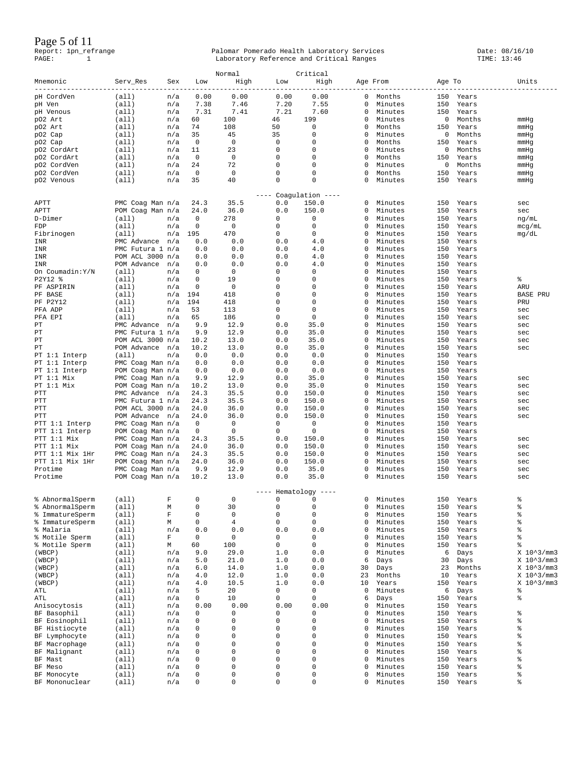Report: 1pn_refrange Palomar Pomerado Health Laboratory Services Date: 08/16/10
PAGE: 1 Laboratory Reference and Critical Ranges TIME: 13:46

| Mnemonic | Serv_Res | Sex | Normal Low | Normal High | Critical Low | Critical High | Age From | | Age To | | Units |
|---|---|---|---|---|---|---|---|---|---|---|---|
| pH CordVen | (all) | n/a | 0.00 | 0.00 | 0.00 | 0.00 | 0 | Months | 150 | Years | |
| pH Ven | (all) | n/a | 7.38 | 7.46 | 7.20 | 7.55 | 0 | Minutes | 150 | Years | |
| pH Venous | (all) | n/a | 7.31 | 7.41 | 7.21 | 7.60 | 0 | Minutes | 150 | Years | |
| pO2 Art | (all) | n/a | 60 | 100 | 46 | 199 | 0 | Minutes | 0 | Months | mmHg |
| pO2 Art | (all) | n/a | 74 | 108 | 50 | 0 | 0 | Months | 150 | Years | mmHg |
| pO2 Cap | (all) | n/a | 35 | 45 | 35 | 0 | 0 | Minutes | 0 | Months | mmHg |
| pO2 Cap | (all) | n/a | 0 | 0 | 0 | 0 | 0 | Months | 150 | Years | mmHg |
| pO2 CordArt | (all) | n/a | 11 | 23 | 0 | 0 | 0 | Minutes | 0 | Months | mmHg |
| pO2 CordArt | (all) | n/a | 0 | 0 | 0 | 0 | 0 | Months | 150 | Years | mmHg |
| pO2 CordVen | (all) | n/a | 24 | 72 | 0 | 0 | 0 | Minutes | 0 | Months | mmHg |
| pO2 CordVen | (all) | n/a | 0 | 0 | 0 | 0 | 0 | Months | 150 | Years | mmHg |
| pO2 Venous | (all) | n/a | 35 | 40 | 0 | 0 | 0 | Minutes | 150 | Years | mmHg |
| | | | | | ---- Coagulation ---- | | | | | | |
| APTT | PMC Coag Man | n/a | 24.3 | 35.5 | 0.0 | 150.0 | 0 | Minutes | 150 | Years | sec |
| APTT | POM Coag Man | n/a | 24.0 | 36.0 | 0.0 | 150.0 | 0 | Minutes | 150 | Years | sec |
| D-Dimer | (all) | n/a | 0 | 278 | 0 | 0 | 0 | Minutes | 150 | Years | ng/mL |
| FDP | (all) | n/a | 0 | 0 | 0 | 0 | 0 | Minutes | 150 | Years | mcg/mL |
| Fibrinogen | (all) | n/a | 195 | 470 | 0 | 0 | 0 | Minutes | 150 | Years | mg/dL |
| INR | PMC Advance | n/a | 0.0 | 0.0 | 0.0 | 4.0 | 0 | Minutes | 150 | Years | |
| INR | PMC Futura 1 | n/a | 0.0 | 0.0 | 0.0 | 4.0 | 0 | Minutes | 150 | Years | |
| INR | POM ACL 3000 | n/a | 0.0 | 0.0 | 0.0 | 4.0 | 0 | Minutes | 150 | Years | |
| INR | POM Advance | n/a | 0.0 | 0.0 | 0.0 | 4.0 | 0 | Minutes | 150 | Years | |
| On Coumadin:Y/N | (all) | n/a | 0 | 0 | 0 | 0 | 0 | Minutes | 150 | Years | |
| P2Y12 % | (all) | n/a | 0 | 19 | 0 | 0 | 0 | Minutes | 150 | Years | % |
| PF ASPIRIN | (all) | n/a | 0 | 0 | 0 | 0 | 0 | Minutes | 150 | Years | ARU |
| PF BASE | (all) | n/a | 194 | 418 | 0 | 0 | 0 | Minutes | 150 | Years | BASE PRU |
| PF P2Y12 | (all) | n/a | 194 | 418 | 0 | 0 | 0 | Minutes | 150 | Years | PRU |
| PFA ADP | (all) | n/a | 53 | 113 | 0 | 0 | 0 | Minutes | 150 | Years | sec |
| PFA EPI | (all) | n/a | 65 | 186 | 0 | 0 | 0 | Minutes | 150 | Years | sec |
| PT | PMC Advance | n/a | 9.9 | 12.9 | 0.0 | 35.0 | 0 | Minutes | 150 | Years | sec |
| PT | PMC Futura 1 | n/a | 9.9 | 12.9 | 0.0 | 35.0 | 0 | Minutes | 150 | Years | sec |
| PT | POM ACL 3000 | n/a | 10.2 | 13.0 | 0.0 | 35.0 | 0 | Minutes | 150 | Years | sec |
| PT | POM Advance | n/a | 10.2 | 13.0 | 0.0 | 35.0 | 0 | Minutes | 150 | Years | sec |
| PT 1:1 Interp | (all) | n/a | 0.0 | 0.0 | 0.0 | 0.0 | 0 | Minutes | 150 | Years | |
| PT 1:1 Interp | PMC Coag Man | n/a | 0.0 | 0.0 | 0.0 | 0.0 | 0 | Minutes | 150 | Years | |
| PT 1:1 Interp | POM Coag Man | n/a | 0.0 | 0.0 | 0.0 | 0.0 | 0 | Minutes | 150 | Years | |
| PT 1:1 Mix | PMC Coag Man | n/a | 9.9 | 12.9 | 0.0 | 35.0 | 0 | Minutes | 150 | Years | sec |
| PT 1:1 Mix | POM Coag Man | n/a | 10.2 | 13.0 | 0.0 | 35.0 | 0 | Minutes | 150 | Years | sec |
| PTT | PMC Advance | n/a | 24.3 | 35.5 | 0.0 | 150.0 | 0 | Minutes | 150 | Years | sec |
| PTT | PMC Futura 1 | n/a | 24.3 | 35.5 | 0.0 | 150.0 | 0 | Minutes | 150 | Years | sec |
| PTT | POM ACL 3000 | n/a | 24.0 | 36.0 | 0.0 | 150.0 | 0 | Minutes | 150 | Years | sec |
| PTT | POM Advance | n/a | 24.0 | 36.0 | 0.0 | 150.0 | 0 | Minutes | 150 | Years | sec |
| PTT 1:1 Interp | PMC Coag Man | n/a | 0 | 0 | 0 | 0 | 0 | Minutes | 150 | Years | |
| PTT 1:1 Interp | POM Coag Man | n/a | 0 | 0 | 0 | 0 | 0 | Minutes | 150 | Years | |
| PTT 1:1 Mix | PMC Coag Man | n/a | 24.3 | 35.5 | 0.0 | 150.0 | 0 | Minutes | 150 | Years | sec |
| PTT 1:1 Mix | POM Coag Man | n/a | 24.0 | 36.0 | 0.0 | 150.0 | 0 | Minutes | 150 | Years | sec |
| PTT 1:1 Mix 1Hr | PMC Coag Man | n/a | 24.3 | 35.5 | 0.0 | 150.0 | 0 | Minutes | 150 | Years | sec |
| PTT 1:1 Mix 1Hr | POM Coag Man | n/a | 24.0 | 36.0 | 0.0 | 150.0 | 0 | Minutes | 150 | Years | sec |
| Protime | PMC Coag Man | n/a | 9.9 | 12.9 | 0.0 | 35.0 | 0 | Minutes | 150 | Years | sec |
| Protime | POM Coag Man | n/a | 10.2 | 13.0 | 0.0 | 35.0 | 0 | Minutes | 150 | Years | sec |
| | | | | | ---- Hematology ---- | | | | | | |
| % AbnormalSperm | (all) | F | 0 | 0 | 0 | 0 | 0 | Minutes | 150 | Years | % |
| % AbnormalSperm | (all) | M | 0 | 30 | 0 | 0 | 0 | Minutes | 150 | Years | % |
| % ImmatureSperm | (all) | F | 0 | 0 | 0 | 0 | 0 | Minutes | 150 | Years | % |
| % ImmatureSperm | (all) | M | 0 | 4 | 0 | 0 | 0 | Minutes | 150 | Years | % |
| % Malaria | (all) | n/a | 0.0 | 0.0 | 0.0 | 0.0 | 0 | Minutes | 150 | Years | % |
| % Motile Sperm | (all) | F | 0 | 0 | 0 | 0 | 0 | Minutes | 150 | Years | % |
| % Motile Sperm | (all) | M | 60 | 100 | 0 | 0 | 0 | Minutes | 150 | Years | % |
| (WBCP) | (all) | n/a | 9.0 | 29.0 | 1.0 | 0.0 | 0 | Minutes | 6 | Days | X 10^3/mm3 |
| (WBCP) | (all) | n/a | 5.0 | 21.0 | 1.0 | 0.0 | 6 | Days | 30 | Days | X 10^3/mm3 |
| (WBCP) | (all) | n/a | 6.0 | 14.0 | 1.0 | 0.0 | 30 | Days | 23 | Months | X 10^3/mm3 |
| (WBCP) | (all) | n/a | 4.0 | 12.0 | 1.0 | 0.0 | 23 | Months | 10 | Years | X 10^3/mm3 |
| (WBCP) | (all) | n/a | 4.0 | 10.5 | 1.0 | 0.0 | 10 | Years | 150 | Years | X 10^3/mm3 |
| ATL | (all) | n/a | 5 | 20 | 0 | 0 | 0 | Minutes | 6 | Days | % |
| ATL | (all) | n/a | 0 | 10 | 0 | 0 | 6 | Days | 150 | Years | % |
| Anisocytosis | (all) | n/a | 0.00 | 0.00 | 0.00 | 0.00 | 0 | Minutes | 150 | Years | |
| BF Basophil | (all) | n/a | 0 | 0 | 0 | 0 | 0 | Minutes | 150 | Years | % |
| BF Eosinophil | (all) | n/a | 0 | 0 | 0 | 0 | 0 | Minutes | 150 | Years | % |
| BF Histiocyte | (all) | n/a | 0 | 0 | 0 | 0 | 0 | Minutes | 150 | Years | % |
| BF Lymphocyte | (all) | n/a | 0 | 0 | 0 | 0 | 0 | Minutes | 150 | Years | % |
| BF Macrophage | (all) | n/a | 0 | 0 | 0 | 0 | 0 | Minutes | 150 | Years | % |
| BF Malignant | (all) | n/a | 0 | 0 | 0 | 0 | 0 | Minutes | 150 | Years | % |
| BF Mast | (all) | n/a | 0 | 0 | 0 | 0 | 0 | Minutes | 150 | Years | % |
| BF Meso | (all) | n/a | 0 | 0 | 0 | 0 | 0 | Minutes | 150 | Years | % |
| BF Monocyte | (all) | n/a | 0 | 0 | 0 | 0 | 0 | Minutes | 150 | Years | % |
| BF Mononuclear | (all) | n/a | 0 | 0 | 0 | 0 | 0 | Minutes | 150 | Years | % |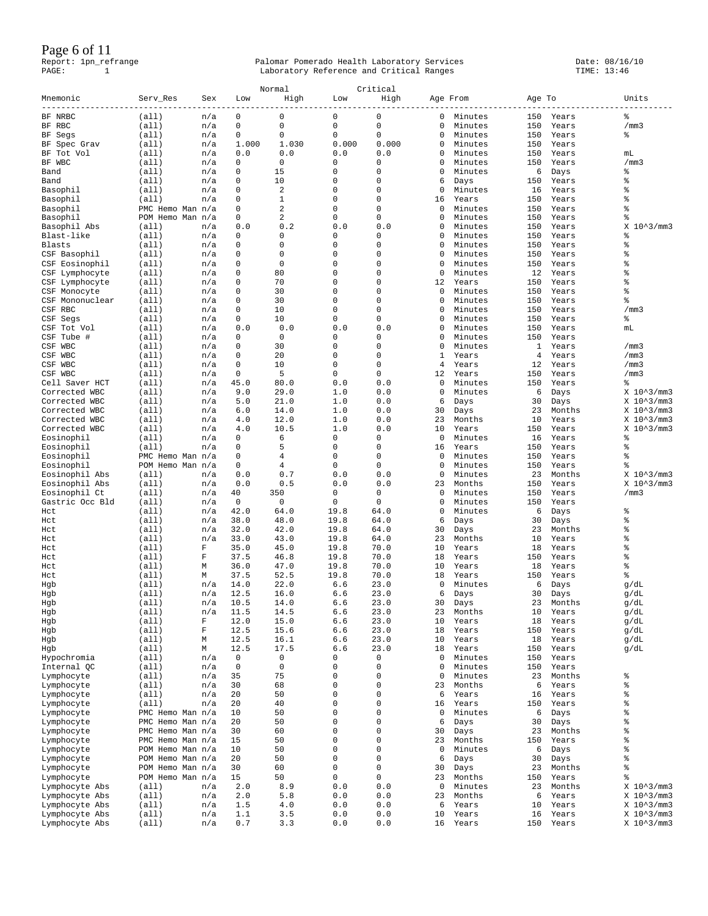Report: 1pn_refrange — Palomar Pomerado Health Laboratory Services — Date: 08/16/10
PAGE: 1 — Laboratory Reference and Critical Ranges — TIME: 13:46

| Mnemonic | Serv_Res | Sex | Normal Low | Normal High | Critical Low | Critical High | Age From | | Age To | | Units |
|---|---|---|---|---|---|---|---|---|---|---|---|
| BF NRBC | (all) | n/a | 0 | 0 | 0 | 0 | 0 | Minutes | 150 | Years | % |
| BF RBC | (all) | n/a | 0 | 0 | 0 | 0 | 0 | Minutes | 150 | Years | /mm3 |
| BF Segs | (all) | n/a | 0 | 0 | 0 | 0 | 0 | Minutes | 150 | Years | % |
| BF Spec Grav | (all) | n/a | 1.000 | 1.030 | 0.000 | 0.000 | 0 | Minutes | 150 | Years | |
| BF Tot Vol | (all) | n/a | 0.0 | 0.0 | 0.0 | 0.0 | 0 | Minutes | 150 | Years | mL |
| BF WBC | (all) | n/a | 0 | 0 | 0 | 0 | 0 | Minutes | 150 | Years | /mm3 |
| Band | (all) | n/a | 0 | 15 | 0 | 0 | 0 | Minutes | 6 | Days | % |
| Band | (all) | n/a | 0 | 10 | 0 | 0 | 6 | Days | 150 | Years | % |
| Basophil | (all) | n/a | 0 | 2 | 0 | 0 | 0 | Minutes | 16 | Years | % |
| Basophil | (all) | n/a | 0 | 1 | 0 | 0 | 16 | Years | 150 | Years | % |
| Basophil | PMC Hemo Man | n/a | 0 | 2 | 0 | 0 | 0 | Minutes | 150 | Years | % |
| Basophil | POM Hemo Man | n/a | 0 | 2 | 0 | 0 | 0 | Minutes | 150 | Years | % |
| Basophil Abs | (all) | n/a | 0.0 | 0.2 | 0.0 | 0.0 | 0 | Minutes | 150 | Years | X 10^3/mm3 |
| Blast-like | (all) | n/a | 0 | 0 | 0 | 0 | 0 | Minutes | 150 | Years | % |
| Blasts | (all) | n/a | 0 | 0 | 0 | 0 | 0 | Minutes | 150 | Years | % |
| CSF Basophil | (all) | n/a | 0 | 0 | 0 | 0 | 0 | Minutes | 150 | Years | % |
| CSF Eosinophil | (all) | n/a | 0 | 0 | 0 | 0 | 0 | Minutes | 150 | Years | % |
| CSF Lymphocyte | (all) | n/a | 0 | 80 | 0 | 0 | 0 | Minutes | 12 | Years | % |
| CSF Lymphocyte | (all) | n/a | 0 | 70 | 0 | 0 | 12 | Years | 150 | Years | % |
| CSF Monocyte | (all) | n/a | 0 | 30 | 0 | 0 | 0 | Minutes | 150 | Years | % |
| CSF Mononuclear | (all) | n/a | 0 | 30 | 0 | 0 | 0 | Minutes | 150 | Years | % |
| CSF RBC | (all) | n/a | 0 | 10 | 0 | 0 | 0 | Minutes | 150 | Years | /mm3 |
| CSF Segs | (all) | n/a | 0 | 10 | 0 | 0 | 0 | Minutes | 150 | Years | % |
| CSF Tot Vol | (all) | n/a | 0.0 | 0.0 | 0.0 | 0.0 | 0 | Minutes | 150 | Years | mL |
| CSF Tube # | (all) | n/a | 0 | 0 | 0 | 0 | 0 | Minutes | 150 | Years | |
| CSF WBC | (all) | n/a | 0 | 30 | 0 | 0 | 0 | Minutes | 1 | Years | /mm3 |
| CSF WBC | (all) | n/a | 0 | 20 | 0 | 0 | 1 | Years | 4 | Years | /mm3 |
| CSF WBC | (all) | n/a | 0 | 10 | 0 | 0 | 4 | Years | 12 | Years | /mm3 |
| CSF WBC | (all) | n/a | 0 | 5 | 0 | 0 | 12 | Years | 150 | Years | /mm3 |
| Cell Saver HCT | (all) | n/a | 45.0 | 80.0 | 0.0 | 0.0 | 0 | Minutes | 150 | Years | % |
| Corrected WBC | (all) | n/a | 9.0 | 29.0 | 1.0 | 0.0 | 0 | Minutes | 6 | Days | X 10^3/mm3 |
| Corrected WBC | (all) | n/a | 5.0 | 21.0 | 1.0 | 0.0 | 6 | Days | 30 | Days | X 10^3/mm3 |
| Corrected WBC | (all) | n/a | 6.0 | 14.0 | 1.0 | 0.0 | 30 | Days | 23 | Months | X 10^3/mm3 |
| Corrected WBC | (all) | n/a | 4.0 | 12.0 | 1.0 | 0.0 | 23 | Months | 10 | Years | X 10^3/mm3 |
| Corrected WBC | (all) | n/a | 4.0 | 10.5 | 1.0 | 0.0 | 10 | Years | 150 | Years | X 10^3/mm3 |
| Eosinophil | (all) | n/a | 0 | 6 | 0 | 0 | 0 | Minutes | 16 | Years | % |
| Eosinophil | (all) | n/a | 0 | 5 | 0 | 0 | 16 | Years | 150 | Years | % |
| Eosinophil | PMC Hemo Man | n/a | 0 | 4 | 0 | 0 | 0 | Minutes | 150 | Years | % |
| Eosinophil | POM Hemo Man | n/a | 0 | 4 | 0 | 0 | 0 | Minutes | 150 | Years | % |
| Eosinophil Abs | (all) | n/a | 0.0 | 0.7 | 0.0 | 0.0 | 0 | Minutes | 23 | Months | X 10^3/mm3 |
| Eosinophil Abs | (all) | n/a | 0.0 | 0.5 | 0.0 | 0.0 | 23 | Months | 150 | Years | X 10^3/mm3 |
| Eosinophil Ct | (all) | n/a | 40 | 350 | 0 | 0 | 0 | Minutes | 150 | Years | /mm3 |
| Gastric Occ Bld | (all) | n/a | 0 | 0 | 0 | 0 | 0 | Minutes | 150 | Years | |
| Hct | (all) | n/a | 42.0 | 64.0 | 19.8 | 64.0 | 0 | Minutes | 6 | Days | % |
| Hct | (all) | n/a | 38.0 | 48.0 | 19.8 | 64.0 | 6 | Days | 30 | Days | % |
| Hct | (all) | n/a | 32.0 | 42.0 | 19.8 | 64.0 | 30 | Days | 23 | Months | % |
| Hct | (all) | n/a | 33.0 | 43.0 | 19.8 | 64.0 | 23 | Months | 10 | Years | % |
| Hct | (all) | F | 35.0 | 45.0 | 19.8 | 70.0 | 10 | Years | 18 | Years | % |
| Hct | (all) | F | 37.5 | 46.8 | 19.8 | 70.0 | 18 | Years | 150 | Years | % |
| Hct | (all) | M | 36.0 | 47.0 | 19.8 | 70.0 | 10 | Years | 18 | Years | % |
| Hct | (all) | M | 37.5 | 52.5 | 19.8 | 70.0 | 18 | Years | 150 | Years | % |
| Hgb | (all) | n/a | 14.0 | 22.0 | 6.6 | 23.0 | 0 | Minutes | 6 | Days | g/dL |
| Hgb | (all) | n/a | 12.5 | 16.0 | 6.6 | 23.0 | 6 | Days | 30 | Days | g/dL |
| Hgb | (all) | n/a | 10.5 | 14.0 | 6.6 | 23.0 | 30 | Days | 23 | Months | g/dL |
| Hgb | (all) | n/a | 11.5 | 14.5 | 6.6 | 23.0 | 23 | Months | 10 | Years | g/dL |
| Hgb | (all) | F | 12.0 | 15.0 | 6.6 | 23.0 | 10 | Years | 18 | Years | g/dL |
| Hgb | (all) | F | 12.5 | 15.6 | 6.6 | 23.0 | 18 | Years | 150 | Years | g/dL |
| Hgb | (all) | M | 12.5 | 16.1 | 6.6 | 23.0 | 10 | Years | 18 | Years | g/dL |
| Hgb | (all) | M | 12.5 | 17.5 | 6.6 | 23.0 | 18 | Years | 150 | Years | g/dL |
| Hypochromia | (all) | n/a | 0 | 0 | 0 | 0 | 0 | Minutes | 150 | Years | |
| Internal QC | (all) | n/a | 0 | 0 | 0 | 0 | 0 | Minutes | 150 | Years | |
| Lymphocyte | (all) | n/a | 35 | 75 | 0 | 0 | 0 | Minutes | 23 | Months | % |
| Lymphocyte | (all) | n/a | 30 | 68 | 0 | 0 | 23 | Months | 6 | Years | % |
| Lymphocyte | (all) | n/a | 20 | 50 | 0 | 0 | 6 | Years | 16 | Years | % |
| Lymphocyte | (all) | n/a | 20 | 40 | 0 | 0 | 16 | Years | 150 | Years | % |
| Lymphocyte | PMC Hemo Man | n/a | 10 | 50 | 0 | 0 | 0 | Minutes | 6 | Days | % |
| Lymphocyte | PMC Hemo Man | n/a | 20 | 50 | 0 | 0 | 6 | Days | 30 | Days | % |
| Lymphocyte | PMC Hemo Man | n/a | 30 | 60 | 0 | 0 | 30 | Days | 23 | Months | % |
| Lymphocyte | PMC Hemo Man | n/a | 15 | 50 | 0 | 0 | 23 | Months | 150 | Years | % |
| Lymphocyte | POM Hemo Man | n/a | 10 | 50 | 0 | 0 | 0 | Minutes | 6 | Days | % |
| Lymphocyte | POM Hemo Man | n/a | 20 | 50 | 0 | 0 | 6 | Days | 30 | Days | % |
| Lymphocyte | POM Hemo Man | n/a | 30 | 60 | 0 | 0 | 30 | Days | 23 | Months | % |
| Lymphocyte | POM Hemo Man | n/a | 15 | 50 | 0 | 0 | 23 | Months | 150 | Years | % |
| Lymphocyte Abs | (all) | n/a | 2.0 | 8.9 | 0.0 | 0.0 | 0 | Minutes | 23 | Months | X 10^3/mm3 |
| Lymphocyte Abs | (all) | n/a | 2.0 | 5.8 | 0.0 | 0.0 | 23 | Months | 6 | Years | X 10^3/mm3 |
| Lymphocyte Abs | (all) | n/a | 1.5 | 4.0 | 0.0 | 0.0 | 6 | Years | 10 | Years | X 10^3/mm3 |
| Lymphocyte Abs | (all) | n/a | 1.1 | 3.5 | 0.0 | 0.0 | 10 | Years | 16 | Years | X 10^3/mm3 |
| Lymphocyte Abs | (all) | n/a | 0.7 | 3.3 | 0.0 | 0.0 | 16 | Years | 150 | Years | X 10^3/mm3 |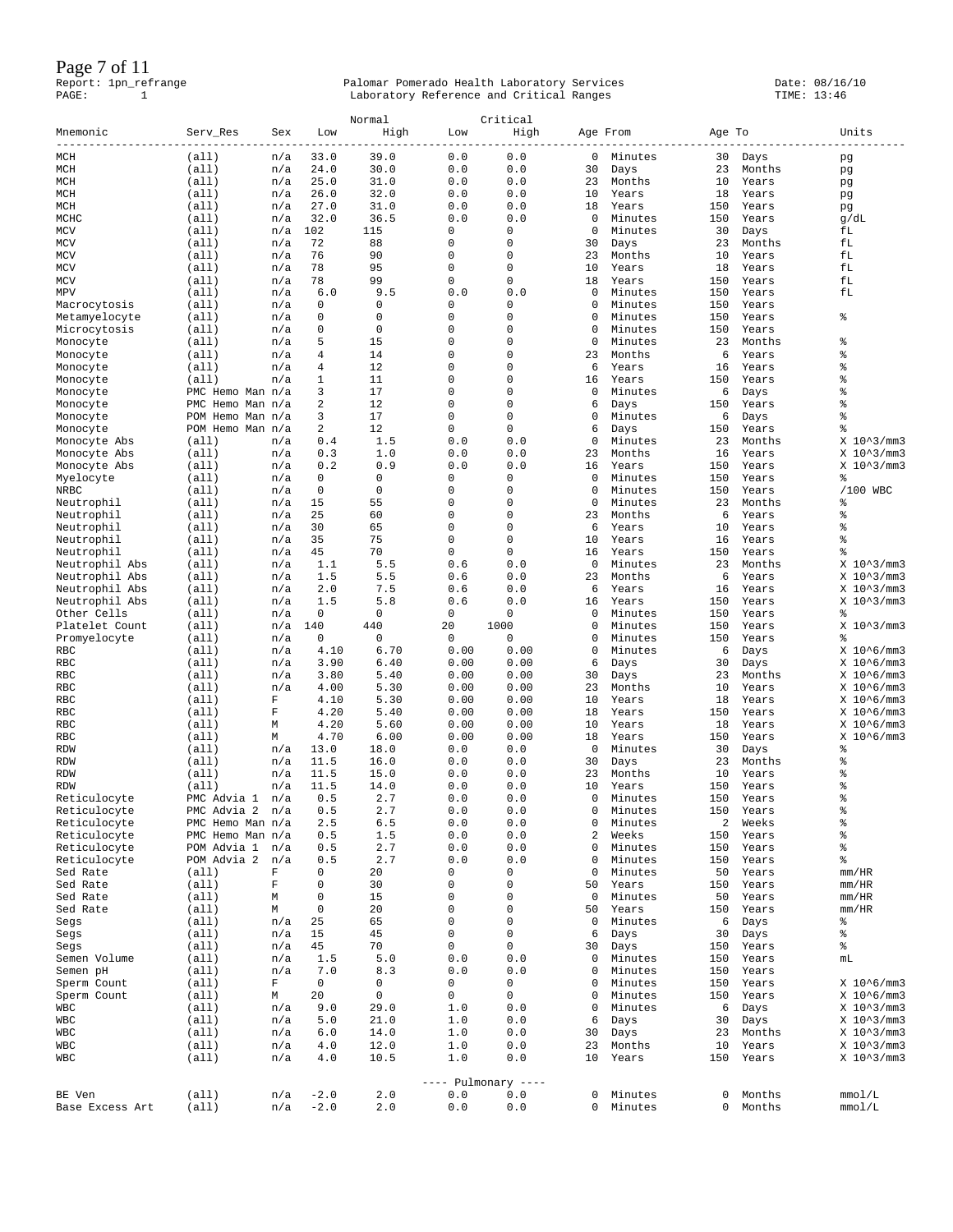Report: 1pn_refrange  Palomar Pomerado Health Laboratory Services  Date: 08/16/10
PAGE: 1  Laboratory Reference and Critical Ranges  TIME: 13:46

| Mnemonic | Serv_Res | Sex | Normal Low | Normal High | Critical Low | Critical High | Age From | | Age To | | Units |
|---|---|---|---|---|---|---|---|---|---|---|---|
| MCH | (all) | n/a | 33.0 | 39.0 | 0.0 | 0.0 | 0 | Minutes | 30 | Days | pg |
| MCH | (all) | n/a | 24.0 | 30.0 | 0.0 | 0.0 | 30 | Days | 23 | Months | pg |
| MCH | (all) | n/a | 25.0 | 31.0 | 0.0 | 0.0 | 23 | Months | 10 | Years | pg |
| MCH | (all) | n/a | 26.0 | 32.0 | 0.0 | 0.0 | 10 | Years | 18 | Years | pg |
| MCH | (all) | n/a | 27.0 | 31.0 | 0.0 | 0.0 | 18 | Years | 150 | Years | pg |
| MCHC | (all) | n/a | 32.0 | 36.5 | 0.0 | 0.0 | 0 | Minutes | 150 | Years | g/dL |
| MCV | (all) | n/a | 102 | 115 | 0 | 0 | 0 | Minutes | 30 | Days | fL |
| MCV | (all) | n/a | 72 | 88 | 0 | 0 | 30 | Days | 23 | Months | fL |
| MCV | (all) | n/a | 76 | 90 | 0 | 0 | 23 | Months | 10 | Years | fL |
| MCV | (all) | n/a | 78 | 95 | 0 | 0 | 10 | Years | 18 | Years | fL |
| MCV | (all) | n/a | 78 | 99 | 0 | 0 | 18 | Years | 150 | Years | fL |
| MPV | (all) | n/a | 6.0 | 9.5 | 0.0 | 0.0 | 0 | Minutes | 150 | Years | fL |
| Macrocytosis | (all) | n/a | 0 | 0 | 0 | 0 | 0 | Minutes | 150 | Years | |
| Metamyelocyte | (all) | n/a | 0 | 0 | 0 | 0 | 0 | Minutes | 150 | Years | % |
| Microcytosis | (all) | n/a | 0 | 0 | 0 | 0 | 0 | Minutes | 150 | Years | |
| Monocyte | (all) | n/a | 5 | 15 | 0 | 0 | 0 | Minutes | 23 | Months | % |
| Monocyte | (all) | n/a | 4 | 14 | 0 | 0 | 23 | Months | 6 | Years | % |
| Monocyte | (all) | n/a | 4 | 12 | 0 | 0 | 6 | Years | 16 | Years | % |
| Monocyte | (all) | n/a | 1 | 11 | 0 | 0 | 16 | Years | 150 | Years | % |
| Monocyte | PMC Hemo Man | n/a | 3 | 17 | 0 | 0 | 0 | Minutes | 6 | Days | % |
| Monocyte | PMC Hemo Man | n/a | 2 | 12 | 0 | 0 | 6 | Days | 150 | Years | % |
| Monocyte | POM Hemo Man | n/a | 3 | 17 | 0 | 0 | 0 | Minutes | 6 | Days | % |
| Monocyte | POM Hemo Man | n/a | 2 | 12 | 0 | 0 | 6 | Days | 150 | Years | % |
| Monocyte Abs | (all) | n/a | 0.4 | 1.5 | 0.0 | 0.0 | 0 | Minutes | 23 | Months | X 10^3/mm3 |
| Monocyte Abs | (all) | n/a | 0.3 | 1.0 | 0.0 | 0.0 | 23 | Months | 16 | Years | X 10^3/mm3 |
| Monocyte Abs | (all) | n/a | 0.2 | 0.9 | 0.0 | 0.0 | 16 | Years | 150 | Years | X 10^3/mm3 |
| Myelocyte | (all) | n/a | 0 | 0 | 0 | 0 | 0 | Minutes | 150 | Years | % |
| NRBC | (all) | n/a | 0 | 0 | 0 | 0 | 0 | Minutes | 150 | Years | /100 WBC |
| Neutrophil | (all) | n/a | 15 | 55 | 0 | 0 | 0 | Minutes | 23 | Months | % |
| Neutrophil | (all) | n/a | 25 | 60 | 0 | 0 | 23 | Months | 6 | Years | % |
| Neutrophil | (all) | n/a | 30 | 65 | 0 | 0 | 6 | Years | 10 | Years | % |
| Neutrophil | (all) | n/a | 35 | 75 | 0 | 0 | 10 | Years | 16 | Years | % |
| Neutrophil | (all) | n/a | 45 | 70 | 0 | 0 | 16 | Years | 150 | Years | % |
| Neutrophil Abs | (all) | n/a | 1.1 | 5.5 | 0.6 | 0.0 | 0 | Minutes | 23 | Months | X 10^3/mm3 |
| Neutrophil Abs | (all) | n/a | 1.5 | 5.5 | 0.6 | 0.0 | 23 | Months | 6 | Years | X 10^3/mm3 |
| Neutrophil Abs | (all) | n/a | 2.0 | 7.5 | 0.6 | 0.0 | 6 | Years | 16 | Years | X 10^3/mm3 |
| Neutrophil Abs | (all) | n/a | 1.5 | 5.8 | 0.6 | 0.0 | 16 | Years | 150 | Years | X 10^3/mm3 |
| Other Cells | (all) | n/a | 0 | 0 | 0 | 0 | 0 | Minutes | 150 | Years | % |
| Platelet Count | (all) | n/a | 140 | 440 | 20 | 1000 | 0 | Minutes | 150 | Years | X 10^3/mm3 |
| Promyelocyte | (all) | n/a | 0 | 0 | 0 | 0 | 0 | Minutes | 150 | Years | % |
| RBC | (all) | n/a | 4.10 | 6.70 | 0.00 | 0.00 | 0 | Minutes | 6 | Days | X 10^6/mm3 |
| RBC | (all) | n/a | 3.90 | 6.40 | 0.00 | 0.00 | 6 | Days | 30 | Days | X 10^6/mm3 |
| RBC | (all) | n/a | 3.80 | 5.40 | 0.00 | 0.00 | 30 | Days | 23 | Months | X 10^6/mm3 |
| RBC | (all) | n/a | 4.00 | 5.30 | 0.00 | 0.00 | 23 | Months | 10 | Years | X 10^6/mm3 |
| RBC | (all) | F | 4.10 | 5.30 | 0.00 | 0.00 | 10 | Years | 18 | Years | X 10^6/mm3 |
| RBC | (all) | F | 4.20 | 5.40 | 0.00 | 0.00 | 18 | Years | 150 | Years | X 10^6/mm3 |
| RBC | (all) | M | 4.20 | 5.60 | 0.00 | 0.00 | 10 | Years | 18 | Years | X 10^6/mm3 |
| RBC | (all) | M | 4.70 | 6.00 | 0.00 | 0.00 | 18 | Years | 150 | Years | X 10^6/mm3 |
| RDW | (all) | n/a | 13.0 | 18.0 | 0.0 | 0.0 | 0 | Minutes | 30 | Days | % |
| RDW | (all) | n/a | 11.5 | 16.0 | 0.0 | 0.0 | 30 | Days | 23 | Months | % |
| RDW | (all) | n/a | 11.5 | 15.0 | 0.0 | 0.0 | 23 | Months | 10 | Years | % |
| RDW | (all) | n/a | 11.5 | 14.0 | 0.0 | 0.0 | 10 | Years | 150 | Years | % |
| Reticulocyte | PMC Advia 1 | n/a | 0.5 | 2.7 | 0.0 | 0.0 | 0 | Minutes | 150 | Years | % |
| Reticulocyte | PMC Advia 2 | n/a | 0.5 | 2.7 | 0.0 | 0.0 | 0 | Minutes | 150 | Years | % |
| Reticulocyte | PMC Hemo Man | n/a | 2.5 | 6.5 | 0.0 | 0.0 | 0 | Minutes | 2 | Weeks | % |
| Reticulocyte | PMC Hemo Man | n/a | 0.5 | 1.5 | 0.0 | 0.0 | 2 | Weeks | 150 | Years | % |
| Reticulocyte | POM Advia 1 | n/a | 0.5 | 2.7 | 0.0 | 0.0 | 0 | Minutes | 150 | Years | % |
| Reticulocyte | POM Advia 2 | n/a | 0.5 | 2.7 | 0.0 | 0.0 | 0 | Minutes | 150 | Years | % |
| Sed Rate | (all) | F | 0 | 20 | 0 | 0 | 0 | Minutes | 50 | Years | mm/HR |
| Sed Rate | (all) | F | 0 | 30 | 0 | 0 | 50 | Years | 150 | Years | mm/HR |
| Sed Rate | (all) | M | 0 | 15 | 0 | 0 | 0 | Minutes | 50 | Years | mm/HR |
| Sed Rate | (all) | M | 0 | 20 | 0 | 0 | 50 | Years | 150 | Years | mm/HR |
| Segs | (all) | n/a | 25 | 65 | 0 | 0 | 0 | Minutes | 6 | Days | % |
| Segs | (all) | n/a | 15 | 45 | 0 | 0 | 6 | Days | 30 | Days | % |
| Segs | (all) | n/a | 45 | 70 | 0 | 0 | 30 | Days | 150 | Years | % |
| Semen Volume | (all) | n/a | 1.5 | 5.0 | 0.0 | 0.0 | 0 | Minutes | 150 | Years | mL |
| Semen pH | (all) | n/a | 7.0 | 8.3 | 0.0 | 0.0 | 0 | Minutes | 150 | Years | |
| Sperm Count | (all) | F | 0 | 0 | 0 | 0 | 0 | Minutes | 150 | Years | X 10^6/mm3 |
| Sperm Count | (all) | M | 20 | 0 | 0 | 0 | 0 | Minutes | 150 | Years | X 10^6/mm3 |
| WBC | (all) | n/a | 9.0 | 29.0 | 1.0 | 0.0 | 0 | Minutes | 6 | Days | X 10^3/mm3 |
| WBC | (all) | n/a | 5.0 | 21.0 | 1.0 | 0.0 | 6 | Days | 30 | Days | X 10^3/mm3 |
| WBC | (all) | n/a | 6.0 | 14.0 | 1.0 | 0.0 | 30 | Days | 23 | Months | X 10^3/mm3 |
| WBC | (all) | n/a | 4.0 | 12.0 | 1.0 | 0.0 | 23 | Months | 10 | Years | X 10^3/mm3 |
| WBC | (all) | n/a | 4.0 | 10.5 | 1.0 | 0.0 | 10 | Years | 150 | Years | X 10^3/mm3 |
| | | | | | ---- Pulmonary ---- | | | | | | |
| BE Ven | (all) | n/a | -2.0 | 2.0 | 0.0 | 0.0 | 0 | Minutes | 0 | Months | mmol/L |
| Base Excess Art | (all) | n/a | -2.0 | 2.0 | 0.0 | 0.0 | 0 | Minutes | 0 | Months | mmol/L |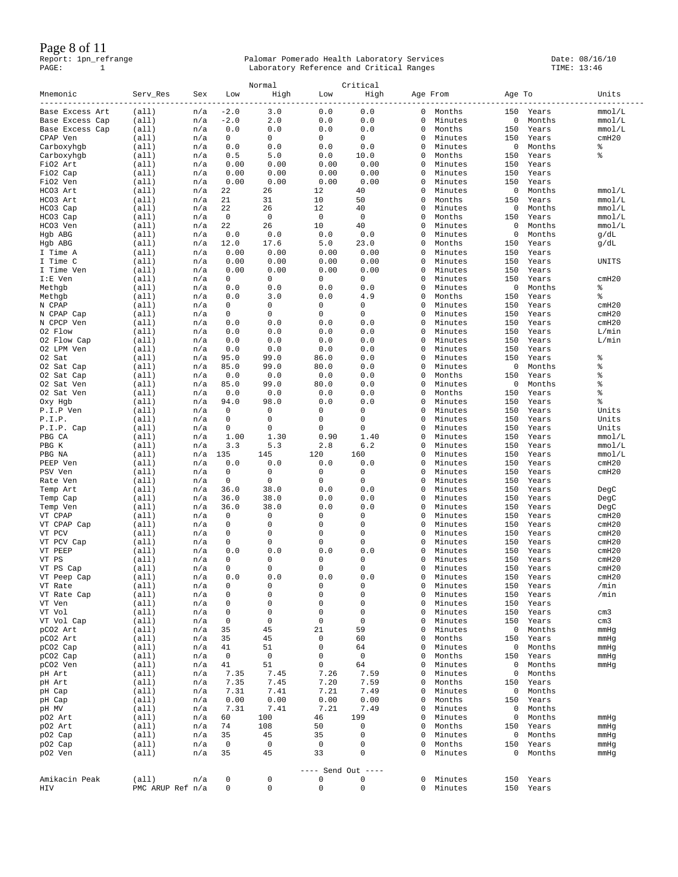Report: 1pn_refrange
PAGE: 1

Palomar Pomerado Health Laboratory Services
Laboratory Reference and Critical Ranges

Date: 08/16/10
TIME: 13:46

| Mnemonic | Serv_Res | Sex | Normal Low | Normal High | Critical Low | Critical High | Age From | | Age To | | Units |
|---|---|---|---|---|---|---|---|---|---|---|---|
| Base Excess Art | (all) | n/a | -2.0 | 3.0 | 0.0 | 0.0 | 0 | Months | 150 | Years | mmol/L |
| Base Excess Cap | (all) | n/a | -2.0 | 2.0 | 0.0 | 0.0 | 0 | Minutes | 0 | Months | mmol/L |
| Base Excess Cap | (all) | n/a | 0.0 | 0.0 | 0.0 | 0.0 | 0 | Months | 150 | Years | mmol/L |
| CPAP Ven | (all) | n/a | 0 | 0 | 0 | 0 | 0 | Minutes | 150 | Years | cmH20 |
| Carboxyhgb | (all) | n/a | 0.0 | 0.0 | 0.0 | 0.0 | 0 | Minutes | 0 | Months | % |
| Carboxyhgb | (all) | n/a | 0.5 | 5.0 | 0.0 | 10.0 | 0 | Months | 150 | Years | % |
| FiO2 Art | (all) | n/a | 0.00 | 0.00 | 0.00 | 0.00 | 0 | Minutes | 150 | Years | |
| FiO2 Cap | (all) | n/a | 0.00 | 0.00 | 0.00 | 0.00 | 0 | Minutes | 150 | Years | |
| FiO2 Ven | (all) | n/a | 0.00 | 0.00 | 0.00 | 0.00 | 0 | Minutes | 150 | Years | |
| HCO3 Art | (all) | n/a | 22 | 26 | 12 | 40 | 0 | Minutes | 0 | Months | mmol/L |
| HCO3 Art | (all) | n/a | 21 | 31 | 10 | 50 | 0 | Months | 150 | Years | mmol/L |
| HCO3 Cap | (all) | n/a | 22 | 26 | 12 | 40 | 0 | Minutes | 0 | Months | mmol/L |
| HCO3 Cap | (all) | n/a | 0 | 0 | 0 | 0 | 0 | Months | 150 | Years | mmol/L |
| HCO3 Ven | (all) | n/a | 22 | 26 | 10 | 40 | 0 | Minutes | 0 | Months | mmol/L |
| Hgb ABG | (all) | n/a | 0.0 | 0.0 | 0.0 | 0.0 | 0 | Minutes | 0 | Months | g/dL |
| Hgb ABG | (all) | n/a | 12.0 | 17.6 | 5.0 | 23.0 | 0 | Months | 150 | Years | g/dL |
| I Time A | (all) | n/a | 0.00 | 0.00 | 0.00 | 0.00 | 0 | Minutes | 150 | Years | |
| I Time C | (all) | n/a | 0.00 | 0.00 | 0.00 | 0.00 | 0 | Minutes | 150 | Years | UNITS |
| I Time Ven | (all) | n/a | 0.00 | 0.00 | 0.00 | 0.00 | 0 | Minutes | 150 | Years | |
| I:E Ven | (all) | n/a | 0 | 0 | 0 | 0 | 0 | Minutes | 150 | Years | cmH20 |
| Methgb | (all) | n/a | 0.0 | 0.0 | 0.0 | 0.0 | 0 | Minutes | 0 | Months | % |
| Methgb | (all) | n/a | 0.0 | 3.0 | 0.0 | 4.9 | 0 | Months | 150 | Years | % |
| N CPAP | (all) | n/a | 0 | 0 | 0 | 0 | 0 | Minutes | 150 | Years | cmH20 |
| N CPAP Cap | (all) | n/a | 0 | 0 | 0 | 0 | 0 | Minutes | 150 | Years | cmH20 |
| N CPCP Ven | (all) | n/a | 0.0 | 0.0 | 0.0 | 0.0 | 0 | Minutes | 150 | Years | cmH20 |
| O2 Flow | (all) | n/a | 0.0 | 0.0 | 0.0 | 0.0 | 0 | Minutes | 150 | Years | L/min |
| O2 Flow Cap | (all) | n/a | 0.0 | 0.0 | 0.0 | 0.0 | 0 | Minutes | 150 | Years | L/min |
| O2 LPM Ven | (all) | n/a | 0.0 | 0.0 | 0.0 | 0.0 | 0 | Minutes | 150 | Years | |
| O2 Sat | (all) | n/a | 95.0 | 99.0 | 86.0 | 0.0 | 0 | Minutes | 150 | Years | % |
| O2 Sat Cap | (all) | n/a | 85.0 | 99.0 | 80.0 | 0.0 | 0 | Minutes | 0 | Months | % |
| O2 Sat Cap | (all) | n/a | 0.0 | 0.0 | 0.0 | 0.0 | 0 | Months | 150 | Years | % |
| O2 Sat Ven | (all) | n/a | 85.0 | 99.0 | 80.0 | 0.0 | 0 | Minutes | 0 | Months | % |
| O2 Sat Ven | (all) | n/a | 0.0 | 0.0 | 0.0 | 0.0 | 0 | Months | 150 | Years | % |
| Oxy Hgb | (all) | n/a | 94.0 | 98.0 | 0.0 | 0.0 | 0 | Minutes | 150 | Years | % |
| P.I.P Ven | (all) | n/a | 0 | 0 | 0 | 0 | 0 | Minutes | 150 | Years | Units |
| P.I.P. | (all) | n/a | 0 | 0 | 0 | 0 | 0 | Minutes | 150 | Years | Units |
| P.I.P. Cap | (all) | n/a | 0 | 0 | 0 | 0 | 0 | Minutes | 150 | Years | Units |
| PBG CA | (all) | n/a | 1.00 | 1.30 | 0.90 | 1.40 | 0 | Minutes | 150 | Years | mmol/L |
| PBG K | (all) | n/a | 3.3 | 5.3 | 2.8 | 6.2 | 0 | Minutes | 150 | Years | mmol/L |
| PBG NA | (all) | n/a | 135 | 145 | 120 | 160 | 0 | Minutes | 150 | Years | mmol/L |
| PEEP Ven | (all) | n/a | 0.0 | 0.0 | 0.0 | 0.0 | 0 | Minutes | 150 | Years | cmH20 |
| PSV Ven | (all) | n/a | 0 | 0 | 0 | 0 | 0 | Minutes | 150 | Years | cmH20 |
| Rate Ven | (all) | n/a | 0 | 0 | 0 | 0 | 0 | Minutes | 150 | Years | |
| Temp Art | (all) | n/a | 36.0 | 38.0 | 0.0 | 0.0 | 0 | Minutes | 150 | Years | DegC |
| Temp Cap | (all) | n/a | 36.0 | 38.0 | 0.0 | 0.0 | 0 | Minutes | 150 | Years | DegC |
| Temp Ven | (all) | n/a | 36.0 | 38.0 | 0.0 | 0.0 | 0 | Minutes | 150 | Years | DegC |
| VT CPAP | (all) | n/a | 0 | 0 | 0 | 0 | 0 | Minutes | 150 | Years | cmH20 |
| VT CPAP Cap | (all) | n/a | 0 | 0 | 0 | 0 | 0 | Minutes | 150 | Years | cmH20 |
| VT PCV | (all) | n/a | 0 | 0 | 0 | 0 | 0 | Minutes | 150 | Years | cmH20 |
| VT PCV Cap | (all) | n/a | 0 | 0 | 0 | 0 | 0 | Minutes | 150 | Years | cmH20 |
| VT PEEP | (all) | n/a | 0.0 | 0.0 | 0.0 | 0.0 | 0 | Minutes | 150 | Years | cmH20 |
| VT PS | (all) | n/a | 0 | 0 | 0 | 0 | 0 | Minutes | 150 | Years | cmH20 |
| VT PS Cap | (all) | n/a | 0 | 0 | 0 | 0 | 0 | Minutes | 150 | Years | cmH20 |
| VT Peep Cap | (all) | n/a | 0.0 | 0.0 | 0.0 | 0.0 | 0 | Minutes | 150 | Years | cmH20 |
| VT Rate | (all) | n/a | 0 | 0 | 0 | 0 | 0 | Minutes | 150 | Years | /min |
| VT Rate Cap | (all) | n/a | 0 | 0 | 0 | 0 | 0 | Minutes | 150 | Years | /min |
| VT Ven | (all) | n/a | 0 | 0 | 0 | 0 | 0 | Minutes | 150 | Years | |
| VT Vol | (all) | n/a | 0 | 0 | 0 | 0 | 0 | Minutes | 150 | Years | cm3 |
| VT Vol Cap | (all) | n/a | 0 | 0 | 0 | 0 | 0 | Minutes | 150 | Years | cm3 |
| pCO2 Art | (all) | n/a | 35 | 45 | 21 | 59 | 0 | Minutes | 0 | Months | mmHg |
| pCO2 Art | (all) | n/a | 35 | 45 | 0 | 60 | 0 | Months | 150 | Years | mmHg |
| pCO2 Cap | (all) | n/a | 41 | 51 | 0 | 64 | 0 | Minutes | 0 | Months | mmHg |
| pCO2 Cap | (all) | n/a | 0 | 0 | 0 | 0 | 0 | Months | 150 | Years | mmHg |
| pCO2 Ven | (all) | n/a | 41 | 51 | 0 | 64 | 0 | Minutes | 0 | Months | mmHg |
| pH Art | (all) | n/a | 7.35 | 7.45 | 7.26 | 7.59 | 0 | Minutes | 0 | Months | |
| pH Art | (all) | n/a | 7.35 | 7.45 | 7.20 | 7.59 | 0 | Months | 150 | Years | |
| pH Cap | (all) | n/a | 7.31 | 7.41 | 7.21 | 7.49 | 0 | Minutes | 0 | Months | |
| pH Cap | (all) | n/a | 0.00 | 0.00 | 0.00 | 0.00 | 0 | Months | 150 | Years | |
| pH MV | (all) | n/a | 7.31 | 7.41 | 7.21 | 7.49 | 0 | Minutes | 0 | Months | |
| pO2 Art | (all) | n/a | 60 | 100 | 46 | 199 | 0 | Minutes | 0 | Months | mmHg |
| pO2 Art | (all) | n/a | 74 | 108 | 50 | 0 | 0 | Months | 150 | Years | mmHg |
| pO2 Cap | (all) | n/a | 35 | 45 | 35 | 0 | 0 | Minutes | 0 | Months | mmHg |
| pO2 Cap | (all) | n/a | 0 | 0 | 0 | 0 | 0 | Months | 150 | Years | mmHg |
| pO2 Ven | (all) | n/a | 35 | 45 | 33 | 0 | 0 | Minutes | 0 | Months | mmHg |

---- Send Out ----

| Mnemonic | Serv_Res | Sex | Normal Low | Normal High | Critical Low | Critical High | Age From | | Age To | | Units |
|---|---|---|---|---|---|---|---|---|---|---|---|
| Amikacin Peak | (all) | n/a | 0 | 0 | 0 | 0 | 0 | Minutes | 150 | Years | |
| HIV | PMC ARUP Ref | n/a | 0 | 0 | 0 | 0 | 0 | Minutes | 150 | Years | |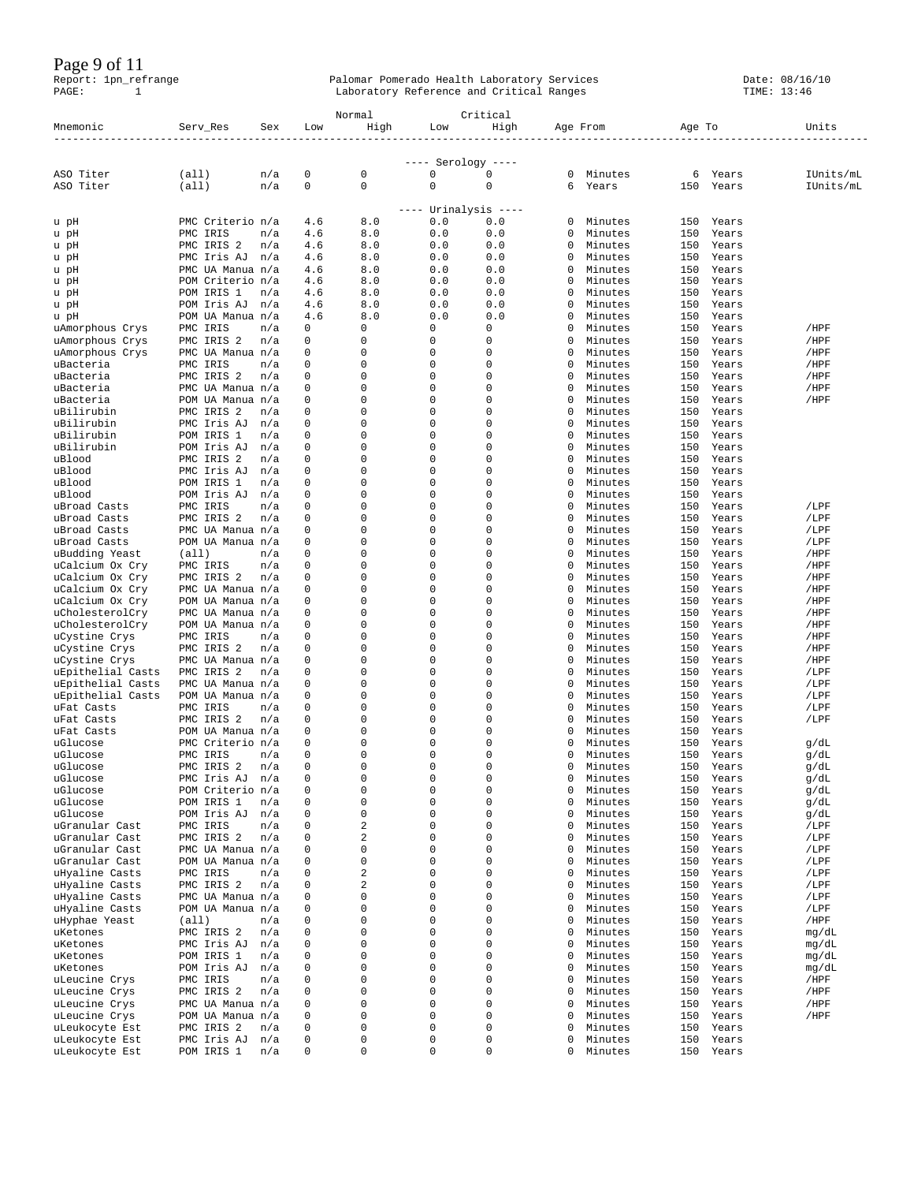Report: 1pn_refrange
PAGE: 1

Palomar Pomerado Health Laboratory Services
Laboratory Reference and Critical Ranges

Date: 08/16/10
TIME: 13:46

| Mnemonic | Serv_Res | Sex | Normal Low | Normal High | Critical Low | Critical High | Age From | | Age To | | Units |
|---|---|---|---|---|---|---|---|---|---|---|---|
| | | | | | ---- Serology ---- | | | | | | |
| ASO Titer | (all) | n/a | 0 | 0 | 0 | 0 | 0 | Minutes | 6 | Years | IUnits/mL |
| ASO Titer | (all) | n/a | 0 | 0 | 0 | 0 | 6 | Years | 150 | Years | IUnits/mL |
| | | | | | ---- Urinalysis ---- | | | | | | |
| u pH | PMC Criterio | n/a | 4.6 | 8.0 | 0.0 | 0.0 | 0 | Minutes | 150 | Years | |
| u pH | PMC IRIS | n/a | 4.6 | 8.0 | 0.0 | 0.0 | 0 | Minutes | 150 | Years | |
| u pH | PMC IRIS 2 | n/a | 4.6 | 8.0 | 0.0 | 0.0 | 0 | Minutes | 150 | Years | |
| u pH | PMC Iris AJ | n/a | 4.6 | 8.0 | 0.0 | 0.0 | 0 | Minutes | 150 | Years | |
| u pH | PMC UA Manua | n/a | 4.6 | 8.0 | 0.0 | 0.0 | 0 | Minutes | 150 | Years | |
| u pH | POM Criterio | n/a | 4.6 | 8.0 | 0.0 | 0.0 | 0 | Minutes | 150 | Years | |
| u pH | POM IRIS 1 | n/a | 4.6 | 8.0 | 0.0 | 0.0 | 0 | Minutes | 150 | Years | |
| u pH | POM Iris AJ | n/a | 4.6 | 8.0 | 0.0 | 0.0 | 0 | Minutes | 150 | Years | |
| u pH | POM UA Manua | n/a | 4.6 | 8.0 | 0.0 | 0.0 | 0 | Minutes | 150 | Years | |
| uAmorphous Crys | PMC IRIS | n/a | 0 | 0 | 0 | 0 | 0 | Minutes | 150 | Years | /HPF |
| uAmorphous Crys | PMC IRIS 2 | n/a | 0 | 0 | 0 | 0 | 0 | Minutes | 150 | Years | /HPF |
| uAmorphous Crys | PMC UA Manua | n/a | 0 | 0 | 0 | 0 | 0 | Minutes | 150 | Years | /HPF |
| uBacteria | PMC IRIS | n/a | 0 | 0 | 0 | 0 | 0 | Minutes | 150 | Years | /HPF |
| uBacteria | PMC IRIS 2 | n/a | 0 | 0 | 0 | 0 | 0 | Minutes | 150 | Years | /HPF |
| uBacteria | PMC UA Manua | n/a | 0 | 0 | 0 | 0 | 0 | Minutes | 150 | Years | /HPF |
| uBacteria | POM UA Manua | n/a | 0 | 0 | 0 | 0 | 0 | Minutes | 150 | Years | /HPF |
| uBilirubin | PMC IRIS 2 | n/a | 0 | 0 | 0 | 0 | 0 | Minutes | 150 | Years | |
| uBilirubin | PMC Iris AJ | n/a | 0 | 0 | 0 | 0 | 0 | Minutes | 150 | Years | |
| uBilirubin | POM IRIS 1 | n/a | 0 | 0 | 0 | 0 | 0 | Minutes | 150 | Years | |
| uBilirubin | POM Iris AJ | n/a | 0 | 0 | 0 | 0 | 0 | Minutes | 150 | Years | |
| uBlood | PMC IRIS 2 | n/a | 0 | 0 | 0 | 0 | 0 | Minutes | 150 | Years | |
| uBlood | PMC Iris AJ | n/a | 0 | 0 | 0 | 0 | 0 | Minutes | 150 | Years | |
| uBlood | POM IRIS 1 | n/a | 0 | 0 | 0 | 0 | 0 | Minutes | 150 | Years | |
| uBlood | POM Iris AJ | n/a | 0 | 0 | 0 | 0 | 0 | Minutes | 150 | Years | |
| uBroad Casts | PMC IRIS | n/a | 0 | 0 | 0 | 0 | 0 | Minutes | 150 | Years | /LPF |
| uBroad Casts | PMC IRIS 2 | n/a | 0 | 0 | 0 | 0 | 0 | Minutes | 150 | Years | /LPF |
| uBroad Casts | PMC UA Manua | n/a | 0 | 0 | 0 | 0 | 0 | Minutes | 150 | Years | /LPF |
| uBroad Casts | POM UA Manua | n/a | 0 | 0 | 0 | 0 | 0 | Minutes | 150 | Years | /LPF |
| uBudding Yeast | (all) | n/a | 0 | 0 | 0 | 0 | 0 | Minutes | 150 | Years | /HPF |
| uCalcium Ox Cry | PMC IRIS | n/a | 0 | 0 | 0 | 0 | 0 | Minutes | 150 | Years | /HPF |
| uCalcium Ox Cry | PMC IRIS 2 | n/a | 0 | 0 | 0 | 0 | 0 | Minutes | 150 | Years | /HPF |
| uCalcium Ox Cry | PMC UA Manua | n/a | 0 | 0 | 0 | 0 | 0 | Minutes | 150 | Years | /HPF |
| uCalcium Ox Cry | POM UA Manua | n/a | 0 | 0 | 0 | 0 | 0 | Minutes | 150 | Years | /HPF |
| uCholesterolCry | PMC UA Manua | n/a | 0 | 0 | 0 | 0 | 0 | Minutes | 150 | Years | /HPF |
| uCholesterolCry | POM UA Manua | n/a | 0 | 0 | 0 | 0 | 0 | Minutes | 150 | Years | /HPF |
| uCystine Crys | PMC IRIS | n/a | 0 | 0 | 0 | 0 | 0 | Minutes | 150 | Years | /HPF |
| uCystine Crys | PMC IRIS 2 | n/a | 0 | 0 | 0 | 0 | 0 | Minutes | 150 | Years | /HPF |
| uCystine Crys | PMC UA Manua | n/a | 0 | 0 | 0 | 0 | 0 | Minutes | 150 | Years | /HPF |
| uEpithelial Casts | PMC IRIS 2 | n/a | 0 | 0 | 0 | 0 | 0 | Minutes | 150 | Years | /LPF |
| uEpithelial Casts | PMC UA Manua | n/a | 0 | 0 | 0 | 0 | 0 | Minutes | 150 | Years | /LPF |
| uEpithelial Casts | POM UA Manua | n/a | 0 | 0 | 0 | 0 | 0 | Minutes | 150 | Years | /LPF |
| uFat Casts | PMC IRIS | n/a | 0 | 0 | 0 | 0 | 0 | Minutes | 150 | Years | /LPF |
| uFat Casts | PMC IRIS 2 | n/a | 0 | 0 | 0 | 0 | 0 | Minutes | 150 | Years | /LPF |
| uFat Casts | POM UA Manua | n/a | 0 | 0 | 0 | 0 | 0 | Minutes | 150 | Years | |
| uGlucose | PMC Criterio | n/a | 0 | 0 | 0 | 0 | 0 | Minutes | 150 | Years | g/dL |
| uGlucose | PMC IRIS | n/a | 0 | 0 | 0 | 0 | 0 | Minutes | 150 | Years | g/dL |
| uGlucose | PMC IRIS 2 | n/a | 0 | 0 | 0 | 0 | 0 | Minutes | 150 | Years | g/dL |
| uGlucose | PMC Iris AJ | n/a | 0 | 0 | 0 | 0 | 0 | Minutes | 150 | Years | g/dL |
| uGlucose | POM Criterio | n/a | 0 | 0 | 0 | 0 | 0 | Minutes | 150 | Years | g/dL |
| uGlucose | POM IRIS 1 | n/a | 0 | 0 | 0 | 0 | 0 | Minutes | 150 | Years | g/dL |
| uGlucose | POM Iris AJ | n/a | 0 | 0 | 0 | 0 | 0 | Minutes | 150 | Years | g/dL |
| uGranular Cast | PMC IRIS | n/a | 0 | 2 | 0 | 0 | 0 | Minutes | 150 | Years | /LPF |
| uGranular Cast | PMC IRIS 2 | n/a | 0 | 2 | 0 | 0 | 0 | Minutes | 150 | Years | /LPF |
| uGranular Cast | PMC UA Manua | n/a | 0 | 0 | 0 | 0 | 0 | Minutes | 150 | Years | /LPF |
| uGranular Cast | POM UA Manua | n/a | 0 | 0 | 0 | 0 | 0 | Minutes | 150 | Years | /LPF |
| uHyaline Casts | PMC IRIS | n/a | 0 | 2 | 0 | 0 | 0 | Minutes | 150 | Years | /LPF |
| uHyaline Casts | PMC IRIS 2 | n/a | 0 | 2 | 0 | 0 | 0 | Minutes | 150 | Years | /LPF |
| uHyaline Casts | PMC UA Manua | n/a | 0 | 0 | 0 | 0 | 0 | Minutes | 150 | Years | /LPF |
| uHyaline Casts | POM UA Manua | n/a | 0 | 0 | 0 | 0 | 0 | Minutes | 150 | Years | /LPF |
| uHyphae Yeast | (all) | n/a | 0 | 0 | 0 | 0 | 0 | Minutes | 150 | Years | /HPF |
| uKetones | PMC IRIS 2 | n/a | 0 | 0 | 0 | 0 | 0 | Minutes | 150 | Years | mg/dL |
| uKetones | PMC Iris AJ | n/a | 0 | 0 | 0 | 0 | 0 | Minutes | 150 | Years | mg/dL |
| uKetones | POM IRIS 1 | n/a | 0 | 0 | 0 | 0 | 0 | Minutes | 150 | Years | mg/dL |
| uKetones | POM Iris AJ | n/a | 0 | 0 | 0 | 0 | 0 | Minutes | 150 | Years | mg/dL |
| uLeucine Crys | PMC IRIS | n/a | 0 | 0 | 0 | 0 | 0 | Minutes | 150 | Years | /HPF |
| uLeucine Crys | PMC IRIS 2 | n/a | 0 | 0 | 0 | 0 | 0 | Minutes | 150 | Years | /HPF |
| uLeucine Crys | PMC UA Manua | n/a | 0 | 0 | 0 | 0 | 0 | Minutes | 150 | Years | /HPF |
| uLeucine Crys | POM UA Manua | n/a | 0 | 0 | 0 | 0 | 0 | Minutes | 150 | Years | /HPF |
| uLeukocyte Est | PMC IRIS 2 | n/a | 0 | 0 | 0 | 0 | 0 | Minutes | 150 | Years | |
| uLeukocyte Est | PMC Iris AJ | n/a | 0 | 0 | 0 | 0 | 0 | Minutes | 150 | Years | |
| uLeukocyte Est | POM IRIS 1 | n/a | 0 | 0 | 0 | 0 | 0 | Minutes | 150 | Years | |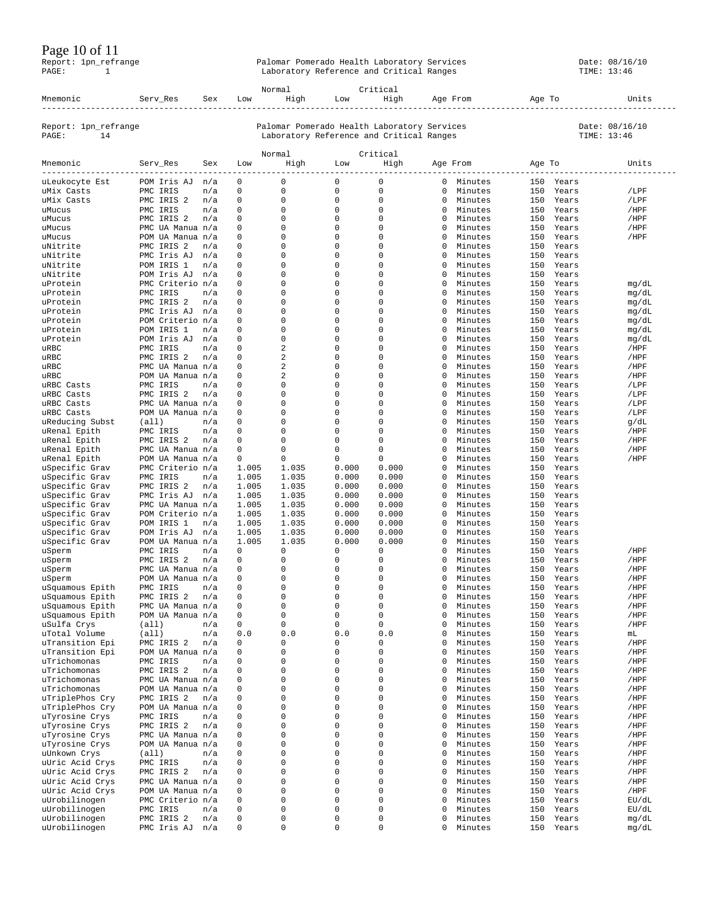Report: 1pn_refrange
PAGE: 1

Palomar Pomerado Health Laboratory Services
Laboratory Reference and Critical Ranges

Date: 08/16/10
TIME: 13:46

Report: 1pn_refrange
PAGE: 14

Palomar Pomerado Health Laboratory Services
Laboratory Reference and Critical Ranges

Date: 08/16/10
TIME: 13:46

| Mnemonic | Serv_Res | Sex | Normal Low | Normal High | Critical Low | Critical High | Age From | Age To | Units |
|---|---|---|---|---|---|---|---|---|---|
| uLeukocyte Est | POM Iris AJ | n/a | 0 | 0 | 0 | 0 | 0 Minutes | 150 Years | |
| uMix Casts | PMC IRIS | n/a | 0 | 0 | 0 | 0 | 0 Minutes | 150 Years | /LPF |
| uMix Casts | PMC IRIS 2 | n/a | 0 | 0 | 0 | 0 | 0 Minutes | 150 Years | /LPF |
| uMucus | PMC IRIS | n/a | 0 | 0 | 0 | 0 | 0 Minutes | 150 Years | /HPF |
| uMucus | PMC IRIS 2 | n/a | 0 | 0 | 0 | 0 | 0 Minutes | 150 Years | /HPF |
| uMucus | PMC UA Manua | n/a | 0 | 0 | 0 | 0 | 0 Minutes | 150 Years | /HPF |
| uMucus | POM UA Manua | n/a | 0 | 0 | 0 | 0 | 0 Minutes | 150 Years | /HPF |
| uNitrite | PMC IRIS 2 | n/a | 0 | 0 | 0 | 0 | 0 Minutes | 150 Years | |
| uNitrite | PMC Iris AJ | n/a | 0 | 0 | 0 | 0 | 0 Minutes | 150 Years | |
| uNitrite | POM IRIS 1 | n/a | 0 | 0 | 0 | 0 | 0 Minutes | 150 Years | |
| uNitrite | POM Iris AJ | n/a | 0 | 0 | 0 | 0 | 0 Minutes | 150 Years | |
| uProtein | PMC Criterio | n/a | 0 | 0 | 0 | 0 | 0 Minutes | 150 Years | mg/dL |
| uProtein | PMC IRIS | n/a | 0 | 0 | 0 | 0 | 0 Minutes | 150 Years | mg/dL |
| uProtein | PMC IRIS 2 | n/a | 0 | 0 | 0 | 0 | 0 Minutes | 150 Years | mg/dL |
| uProtein | PMC Iris AJ | n/a | 0 | 0 | 0 | 0 | 0 Minutes | 150 Years | mg/dL |
| uProtein | POM Criterio | n/a | 0 | 0 | 0 | 0 | 0 Minutes | 150 Years | mg/dL |
| uProtein | POM IRIS 1 | n/a | 0 | 0 | 0 | 0 | 0 Minutes | 150 Years | mg/dL |
| uProtein | POM Iris AJ | n/a | 0 | 0 | 0 | 0 | 0 Minutes | 150 Years | mg/dL |
| uRBC | PMC IRIS | n/a | 0 | 2 | 0 | 0 | 0 Minutes | 150 Years | /HPF |
| uRBC | PMC IRIS 2 | n/a | 0 | 2 | 0 | 0 | 0 Minutes | 150 Years | /HPF |
| uRBC | PMC UA Manua | n/a | 0 | 2 | 0 | 0 | 0 Minutes | 150 Years | /HPF |
| uRBC | POM UA Manua | n/a | 0 | 2 | 0 | 0 | 0 Minutes | 150 Years | /HPF |
| uRBC Casts | PMC IRIS | n/a | 0 | 0 | 0 | 0 | 0 Minutes | 150 Years | /LPF |
| uRBC Casts | PMC IRIS 2 | n/a | 0 | 0 | 0 | 0 | 0 Minutes | 150 Years | /LPF |
| uRBC Casts | PMC UA Manua | n/a | 0 | 0 | 0 | 0 | 0 Minutes | 150 Years | /LPF |
| uRBC Casts | POM UA Manua | n/a | 0 | 0 | 0 | 0 | 0 Minutes | 150 Years | /LPF |
| uReducing Subst | (all) | n/a | 0 | 0 | 0 | 0 | 0 Minutes | 150 Years | g/dL |
| uRenal Epith | PMC IRIS | n/a | 0 | 0 | 0 | 0 | 0 Minutes | 150 Years | /HPF |
| uRenal Epith | PMC IRIS 2 | n/a | 0 | 0 | 0 | 0 | 0 Minutes | 150 Years | /HPF |
| uRenal Epith | PMC UA Manua | n/a | 0 | 0 | 0 | 0 | 0 Minutes | 150 Years | /HPF |
| uRenal Epith | POM UA Manua | n/a | 0 | 0 | 0 | 0 | 0 Minutes | 150 Years | /HPF |
| uSpecific Grav | PMC Criterio | n/a | 1.005 | 1.035 | 0.000 | 0.000 | 0 Minutes | 150 Years | |
| uSpecific Grav | PMC IRIS | n/a | 1.005 | 1.035 | 0.000 | 0.000 | 0 Minutes | 150 Years | |
| uSpecific Grav | PMC IRIS 2 | n/a | 1.005 | 1.035 | 0.000 | 0.000 | 0 Minutes | 150 Years | |
| uSpecific Grav | PMC Iris AJ | n/a | 1.005 | 1.035 | 0.000 | 0.000 | 0 Minutes | 150 Years | |
| uSpecific Grav | PMC UA Manua | n/a | 1.005 | 1.035 | 0.000 | 0.000 | 0 Minutes | 150 Years | |
| uSpecific Grav | POM Criterio | n/a | 1.005 | 1.035 | 0.000 | 0.000 | 0 Minutes | 150 Years | |
| uSpecific Grav | POM IRIS 1 | n/a | 1.005 | 1.035 | 0.000 | 0.000 | 0 Minutes | 150 Years | |
| uSpecific Grav | POM Iris AJ | n/a | 1.005 | 1.035 | 0.000 | 0.000 | 0 Minutes | 150 Years | |
| uSpecific Grav | POM UA Manua | n/a | 1.005 | 1.035 | 0.000 | 0.000 | 0 Minutes | 150 Years | |
| uSperm | PMC IRIS | n/a | 0 | 0 | 0 | 0 | 0 Minutes | 150 Years | /HPF |
| uSperm | PMC IRIS 2 | n/a | 0 | 0 | 0 | 0 | 0 Minutes | 150 Years | /HPF |
| uSperm | PMC UA Manua | n/a | 0 | 0 | 0 | 0 | 0 Minutes | 150 Years | /HPF |
| uSperm | POM UA Manua | n/a | 0 | 0 | 0 | 0 | 0 Minutes | 150 Years | /HPF |
| uSquamous Epith | PMC IRIS | n/a | 0 | 0 | 0 | 0 | 0 Minutes | 150 Years | /HPF |
| uSquamous Epith | PMC IRIS 2 | n/a | 0 | 0 | 0 | 0 | 0 Minutes | 150 Years | /HPF |
| uSquamous Epith | PMC UA Manua | n/a | 0 | 0 | 0 | 0 | 0 Minutes | 150 Years | /HPF |
| uSquamous Epith | POM UA Manua | n/a | 0 | 0 | 0 | 0 | 0 Minutes | 150 Years | /HPF |
| uSulfa Crys | (all) | n/a | 0 | 0 | 0 | 0 | 0 Minutes | 150 Years | /HPF |
| uTotal Volume | (all) | n/a | 0.0 | 0.0 | 0.0 | 0.0 | 0 Minutes | 150 Years | mL |
| uTransition Epi | PMC IRIS 2 | n/a | 0 | 0 | 0 | 0 | 0 Minutes | 150 Years | /HPF |
| uTransition Epi | POM UA Manua | n/a | 0 | 0 | 0 | 0 | 0 Minutes | 150 Years | /HPF |
| uTrichomonas | PMC IRIS | n/a | 0 | 0 | 0 | 0 | 0 Minutes | 150 Years | /HPF |
| uTrichomonas | PMC IRIS 2 | n/a | 0 | 0 | 0 | 0 | 0 Minutes | 150 Years | /HPF |
| uTrichomonas | PMC UA Manua | n/a | 0 | 0 | 0 | 0 | 0 Minutes | 150 Years | /HPF |
| uTrichomonas | POM UA Manua | n/a | 0 | 0 | 0 | 0 | 0 Minutes | 150 Years | /HPF |
| uTriplePhos Cry | PMC IRIS 2 | n/a | 0 | 0 | 0 | 0 | 0 Minutes | 150 Years | /HPF |
| uTriplePhos Cry | POM UA Manua | n/a | 0 | 0 | 0 | 0 | 0 Minutes | 150 Years | /HPF |
| uTyrosine Crys | PMC IRIS | n/a | 0 | 0 | 0 | 0 | 0 Minutes | 150 Years | /HPF |
| uTyrosine Crys | PMC IRIS 2 | n/a | 0 | 0 | 0 | 0 | 0 Minutes | 150 Years | /HPF |
| uTyrosine Crys | PMC UA Manua | n/a | 0 | 0 | 0 | 0 | 0 Minutes | 150 Years | /HPF |
| uTyrosine Crys | POM UA Manua | n/a | 0 | 0 | 0 | 0 | 0 Minutes | 150 Years | /HPF |
| uUnkown Crys | (all) | n/a | 0 | 0 | 0 | 0 | 0 Minutes | 150 Years | /HPF |
| uUric Acid Crys | PMC IRIS | n/a | 0 | 0 | 0 | 0 | 0 Minutes | 150 Years | /HPF |
| uUric Acid Crys | PMC IRIS 2 | n/a | 0 | 0 | 0 | 0 | 0 Minutes | 150 Years | /HPF |
| uUric Acid Crys | PMC UA Manua | n/a | 0 | 0 | 0 | 0 | 0 Minutes | 150 Years | /HPF |
| uUric Acid Crys | POM UA Manua | n/a | 0 | 0 | 0 | 0 | 0 Minutes | 150 Years | /HPF |
| uUrobilinogen | PMC Criterio | n/a | 0 | 0 | 0 | 0 | 0 Minutes | 150 Years | EU/dL |
| uUrobilinogen | PMC IRIS | n/a | 0 | 0 | 0 | 0 | 0 Minutes | 150 Years | EU/dL |
| uUrobilinogen | PMC IRIS 2 | n/a | 0 | 0 | 0 | 0 | 0 Minutes | 150 Years | mg/dL |
| uUrobilinogen | PMC Iris AJ | n/a | 0 | 0 | 0 | 0 | 0 Minutes | 150 Years | mg/dL |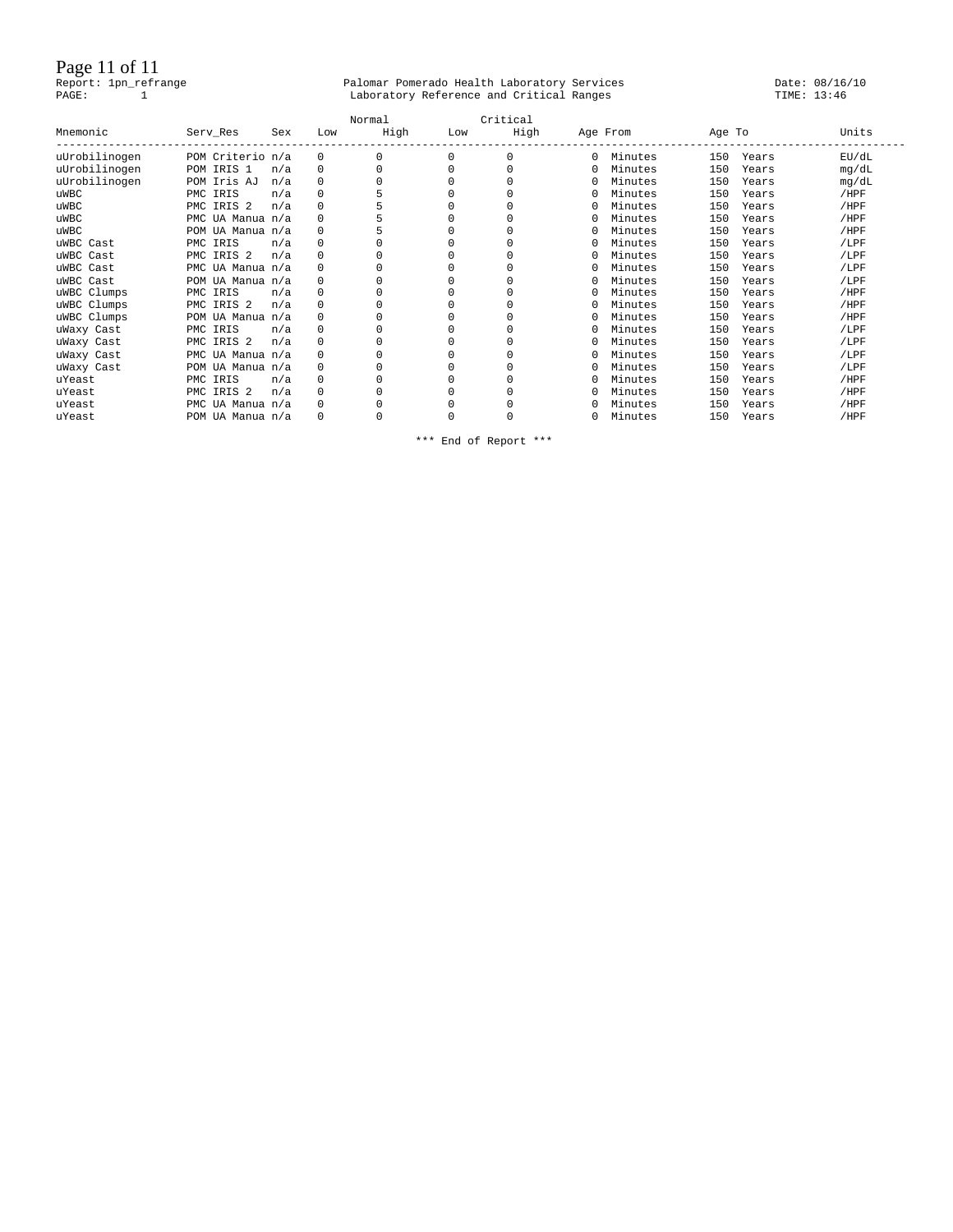Report: 1pn_refrange Palomar Pomerado Health Laboratory Services Date: 08/16/10
PAGE: 1 Laboratory Reference and Critical Ranges TIME: 13:46

| Mnemonic | Serv_Res | Sex | Normal Low | Normal High | Critical Low | Critical High | Age From | | Age To | | Units |
|---|---|---|---|---|---|---|---|---|---|---|---|
| uUrobilinogen | POM Criterio | n/a | 0 | 0 | 0 | 0 | 0 | Minutes | 150 | Years | EU/dL |
| uUrobilinogen | POM IRIS 1 | n/a | 0 | 0 | 0 | 0 | 0 | Minutes | 150 | Years | mg/dL |
| uUrobilinogen | POM Iris AJ | n/a | 0 | 0 | 0 | 0 | 0 | Minutes | 150 | Years | mg/dL |
| uWBC | PMC IRIS | n/a | 0 | 5 | 0 | 0 | 0 | Minutes | 150 | Years | /HPF |
| uWBC | PMC IRIS 2 | n/a | 0 | 5 | 0 | 0 | 0 | Minutes | 150 | Years | /HPF |
| uWBC | PMC UA Manua | n/a | 0 | 5 | 0 | 0 | 0 | Minutes | 150 | Years | /HPF |
| uWBC | POM UA Manua | n/a | 0 | 5 | 0 | 0 | 0 | Minutes | 150 | Years | /HPF |
| uWBC Cast | PMC IRIS | n/a | 0 | 0 | 0 | 0 | 0 | Minutes | 150 | Years | /LPF |
| uWBC Cast | PMC IRIS 2 | n/a | 0 | 0 | 0 | 0 | 0 | Minutes | 150 | Years | /LPF |
| uWBC Cast | PMC UA Manua | n/a | 0 | 0 | 0 | 0 | 0 | Minutes | 150 | Years | /LPF |
| uWBC Cast | POM UA Manua | n/a | 0 | 0 | 0 | 0 | 0 | Minutes | 150 | Years | /LPF |
| uWBC Clumps | PMC IRIS | n/a | 0 | 0 | 0 | 0 | 0 | Minutes | 150 | Years | /HPF |
| uWBC Clumps | PMC IRIS 2 | n/a | 0 | 0 | 0 | 0 | 0 | Minutes | 150 | Years | /HPF |
| uWBC Clumps | POM UA Manua | n/a | 0 | 0 | 0 | 0 | 0 | Minutes | 150 | Years | /HPF |
| uWaxy Cast | PMC IRIS | n/a | 0 | 0 | 0 | 0 | 0 | Minutes | 150 | Years | /LPF |
| uWaxy Cast | PMC IRIS 2 | n/a | 0 | 0 | 0 | 0 | 0 | Minutes | 150 | Years | /LPF |
| uWaxy Cast | PMC UA Manua | n/a | 0 | 0 | 0 | 0 | 0 | Minutes | 150 | Years | /LPF |
| uWaxy Cast | POM UA Manua | n/a | 0 | 0 | 0 | 0 | 0 | Minutes | 150 | Years | /LPF |
| uYeast | PMC IRIS | n/a | 0 | 0 | 0 | 0 | 0 | Minutes | 150 | Years | /HPF |
| uYeast | PMC IRIS 2 | n/a | 0 | 0 | 0 | 0 | 0 | Minutes | 150 | Years | /HPF |
| uYeast | PMC UA Manua | n/a | 0 | 0 | 0 | 0 | 0 | Minutes | 150 | Years | /HPF |
| uYeast | POM UA Manua | n/a | 0 | 0 | 0 | 0 | 0 | Minutes | 150 | Years | /HPF |

*** End of Report ***